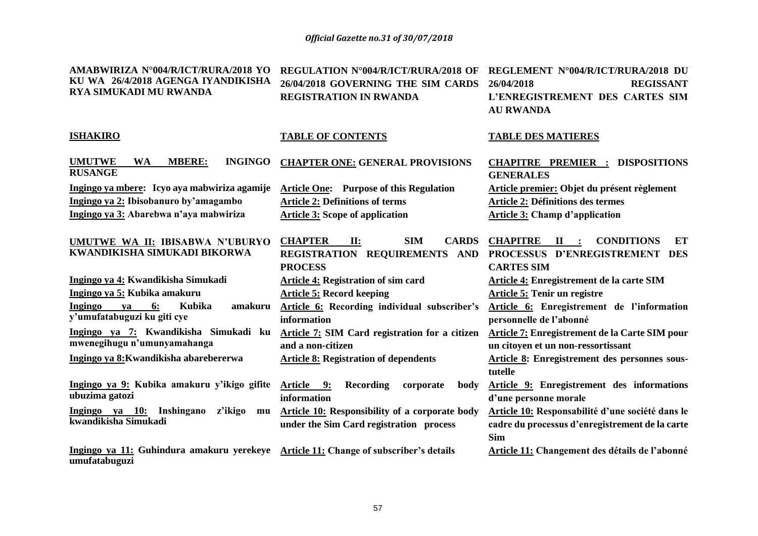| AMABWIRIZA N°004/R/ICT/RURA/2018 YO KU WA 26/4/2018 AGENGA IYANDIKISHA RYA SIMUKADI MU RWANDA | REGULATION N°004/R/ICT/RURA/2018 OF 26/04/2018 GOVERNING THE SIM CARDS REGISTRATION IN RWANDA | REGLEMENT N°004/R/ICT/RURA/2018 DU 26/04/2018 REGISSANT L'ENREGISTREMENT DES CARTES SIM AU RWANDA |
|---|---|---|
| **ISHAKIRO** | **TABLE OF CONTENTS** | **TABLE DES MATIERES** |
| **UMUTWE WA MBERE: INGINGO RUSANGE** | **CHAPTER ONE: GENERAL PROVISIONS** | **CHAPITRE PREMIER : DISPOSITIONS GENERALES** |
| **Ingingo ya mbere: Icyo aya mabwiriza agamije** | **Article One: Purpose of this Regulation** | **Article premier: Objet du présent règlement** |
| **Ingingo ya 2: Ibisobanuro by'amagambo** | **Article 2: Definitions of terms** | **Article 2: Définitions des termes** |
| **Ingingo ya 3: Abarebwa n'aya mabwiriza** | **Article 3: Scope of application** | **Article 3: Champ d'application** |
| **UMUTWE WA II: IBISABWA N'UBURYO KWANDIKISHA SIMUKADI BIKORWA** | **CHAPTER II: SIM CARDS REGISTRATION REQUIREMENTS AND PROCESS** | **CHAPITRE II : CONDITIONS ET PROCESSUS D'ENREGISTREMENT DES CARTES SIM** |
| **Ingingo ya 4: Kwandikisha Simukadi** | **Article 4: Registration of sim card** | **Article 4: Enregistrement de la carte SIM** |
| **Ingingo ya 5: Kubika amakuru** | **Article 5: Record keeping** | **Article 5: Tenir un registre** |
| **Ingingo ya 6: Kubika amakuru y'umufatabuguzi ku giti cye** | **Article 6: Recording individual subscriber's information** | **Article 6: Enregistrement de l'information personnelle de l'abonné** |
| **Ingingo ya 7: Kwandikisha Simukadi ku mwenegihugu n'umunyamahanga** | **Article 7: SIM Card registration for a citizen and a non-citizen** | **Article 7: Enregistrement de la Carte SIM pour un citoyen et un non-ressortissant** |
| **Ingingo ya 8:Kwandikisha abarebererwa** | **Article 8: Registration of dependents** | **Article 8: Enregistrement des personnes sous-tutelle** |
| **Ingingo ya 9: Kubika amakuru y'ikigo gifite ubuzima gatozi** | **Article 9: Recording corporate body information** | **Article 9: Enregistrement des informations d'une personne morale** |
| **Ingingo ya 10: Inshingano z'ikigo mu kwandikisha Simukadi** | **Article 10: Responsibility of a corporate body under the Sim Card registration process** | **Article 10: Responsabilité d'une société dans le cadre du processus d'enregistrement de la carte Sim** |
| **Ingingo ya 11: Guhindura amakuru yerekeye umufatabuguzi** | **Article 11: Change of subscriber's details** | **Article 11: Changement des détails de l'abonné** |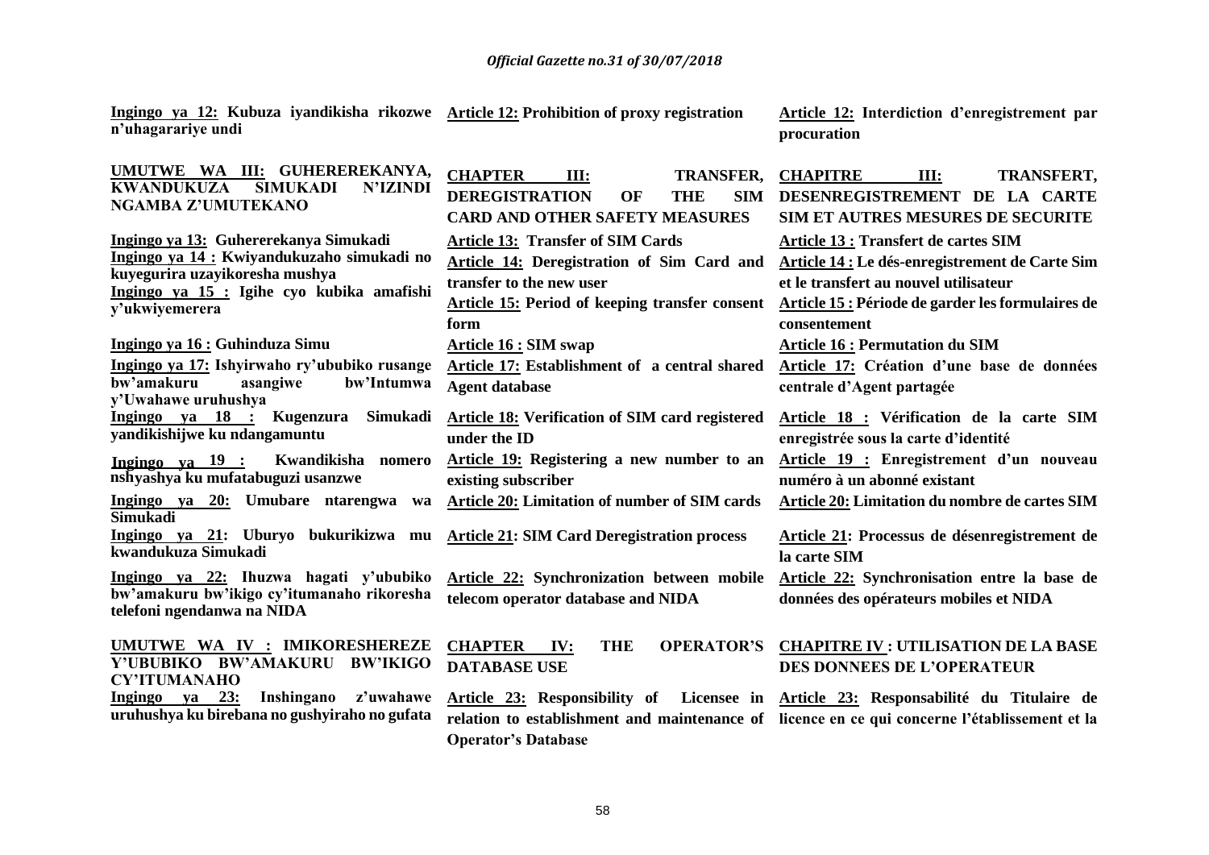**Ingingo ya 12:** Kubuza iyandikisha rikozwe n'uhagarariye undi

**UMUTWE WA III: GUHEREREKANYA, KWANDUKUZA SIMUKADI N'IZINDI NGAMBA Z'UMUTEKANO**

**Ingingo ya 13:** Guhererekanya Simukadi

**Ingingo ya 14 :** Kwiyandukuzaho simukadi no kuyegurira uzayikoresha mushya

**Ingingo ya 15 :** Igihe cyo kubika amafishi y'ukwiyemerera

**Ingingo ya 16 :** Guhinduza Simu

**Ingingo ya 17:** Ishyirwaho ry'ububiko rusange bw'amakuru asangiwe bw'Intumwa y'Uwahawe uruhushya

**Ingingo ya 18 :** Kugenzura Simukadi yandikishijwe ku ndangamuntu

**Ingingo ya 19 :** Kwandikisha nomero nshyashya ku mufatabuguzi usanzwe

**Ingingo ya 20:** Umubare ntarengwa wa Simukadi

**Ingingo ya 21:** Uburyo bukurikizwa mu kwandukuza Simukadi

**Ingingo ya 22:** Ihuzwa hagati y'ububiko bw'amakuru bw'ikigo cy'itumanaho rikoresha telefoni ngendanwa na NIDA

**UMUTWE WA IV : IMIKORESHEREZE Y'UBUBIKO BW'AMAKURU BW'IKIGO CY'ITUMANAHO**

**Ingingo ya 23:** Inshingano z'uwahawe uruhushya ku birebana no gushyiraho no gufata

**Article 12:** Prohibition of proxy registration

**CHAPTER III: TRANSFER, DEREGISTRATION OF THE SIM CARD AND OTHER SAFETY MEASURES**

**Article 13:** Transfer of SIM Cards

**Article 14:** Deregistration of Sim Card and transfer to the new user

**Article 15:** Period of keeping transfer consent form

**Article 16 :** SIM swap

**Article 17:** Establishment of a central shared Agent database

**Article 18:** Verification of SIM card registered under the ID

**Article 19:** Registering a new number to an existing subscriber

**Article 20:** Limitation of number of SIM cards

**Article 21:** SIM Card Deregistration process

**Article 22:** Synchronization between mobile telecom operator database and NIDA

**CHAPTER IV: THE OPERATOR'S DATABASE USE**

**Article 23:** Responsibility of Licensee in relation to establishment and maintenance of Operator's Database

**Article 12:** Interdiction d'enregistrement par procuration

**CHAPITRE III: TRANSFERT, DESENREGISTREMENT DE LA CARTE SIM ET AUTRES MESURES DE SECURITE**

**Article 13 :** Transfert de cartes SIM

**Article 14 :** Le dés-enregistrement de Carte Sim et le transfert au nouvel utilisateur

**Article 15 :** Période de garder les formulaires de consentement

**Article 16 :** Permutation du SIM

**Article 17:** Création d'une base de données centrale d'Agent partagée

**Article 18 :** Vérification de la carte SIM enregistrée sous la carte d'identité

**Article 19 :** Enregistrement d'un nouveau numéro à un abonné existant

**Article 20:** Limitation du nombre de cartes SIM

**Article 21:** Processus de désenregistrement de la carte SIM

**Article 22:** Synchronisation entre la base de données des opérateurs mobiles et NIDA

**CHAPITRE IV : UTILISATION DE LA BASE DES DONNEES DE L'OPERATEUR**

**Article 23:** Responsabilité du Titulaire de licence en ce qui concerne l'établissement et la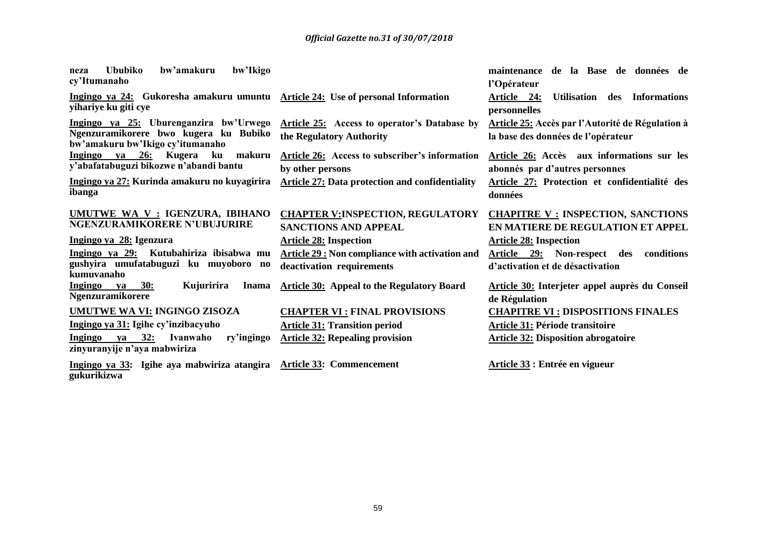| | | |
|---|---|---|
| **neza Ububiko bw'amakuru bw'Ikigo cy'Itumanaho** | | **maintenance de la Base de données de l'Opérateur** |
| **Ingingo ya 24: Gukoresha amakuru umuntu yihariye ku giti cye** | **Article 24: Use of personal Information** | **Article 24: Utilisation des Informations personnelles** |
| **Ingingo ya 25: Uburenganzira bw'Urwego Ngenzuramikorere bwo kugera ku Bubiko bw'amakuru bw'Ikigo cy'itumanaho** | **Article 25: Access to operator's Database by the Regulatory Authority** | **Article 25: Accès par l'Autorité de Régulation à la base des données de l'opérateur** |
| **Ingingo ya 26: Kugera ku makuru y'abafatabuguzi bikozwe n'abandi bantu** | **Article 26: Access to subscriber's information by other persons** | **Article 26: Accès aux informations sur les abonnés par d'autres personnes** |
| **Ingingo ya 27: Kurinda amakuru no kuyagirira ibanga** | **Article 27: Data protection and confidentiality** | **Article 27: Protection et confidentialité des données** |
| **UMUTWE WA V : IGENZURA, IBIHANO NGENZURAMIKORERE N'UBUJURIRE** | **CHAPTER V:INSPECTION, REGULATORY SANCTIONS AND APPEAL** | **CHAPITRE V : INSPECTION, SANCTIONS EN MATIERE DE REGULATION ET APPEL** |
| **Ingingo ya 28: Igenzura** | **Article 28: Inspection** | **Article 28: Inspection** |
| **Ingingo ya 29: Kutubahiriza ibisabwa mu gushyira umufatabuguzi ku muyoboro no kumuvanaho** | **Article 29 : Non compliance with activation and deactivation requirements** | **Article 29: Non-respect des conditions d'activation et de désactivation** |
| **Ingingo ya 30: Kujuririra Inama Ngenzuramikorere** | **Article 30: Appeal to the Regulatory Board** | **Article 30: Interjeter appel auprès du Conseil de Régulation** |
| **UMUTWE WA VI: INGINGO ZISOZA** | **CHAPTER VI : FINAL PROVISIONS** | **CHAPITRE VI : DISPOSITIONS FINALES** |
| **Ingingo ya 31: Igihe cy'inzibacyuho** | **Article 31: Transition period** | **Article 31: Période transitoire** |
| **Ingingo ya 32: Ivanwaho ry'ingingo zinyuranyije n'aya mabwiriza** | **Article 32: Repealing provision** | **Article 32: Disposition abrogatoire** |
| **Ingingo ya 33: Igihe aya mabwiriza atangira gukurikizwa** | **Article 33: Commencement** | **Article 33 : Entrée en vigueur** |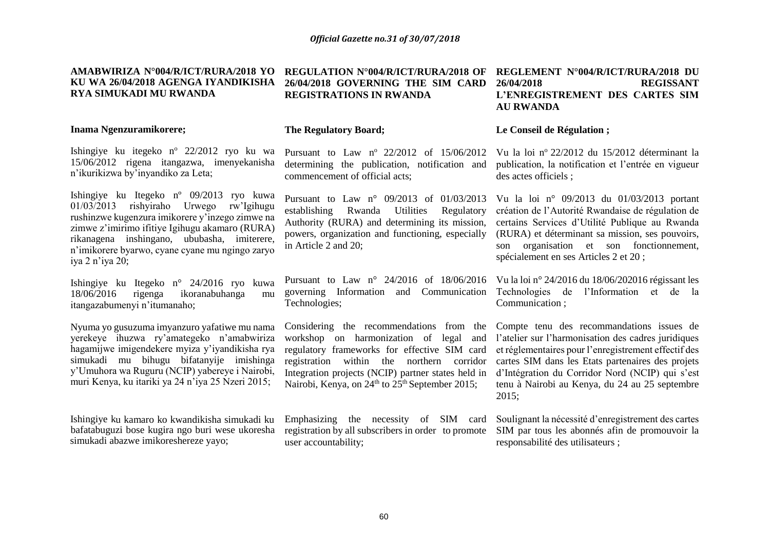**AMABWIRIZA N°004/R/ICT/RURA/2018 YO KU WA 26/04/2018 AGENGA IYANDIKISHA RYA SIMUKADI MU RWANDA**

**Inama Ngenzuramikorere;**

Ishingiye ku itegeko nº 22/2012 ryo ku wa 15/06/2012 rigena itangazwa, imenyekanisha n'ikurikizwa by'inyandiko za Leta;

Ishingiye ku Itegeko nº 09/2013 ryo kuwa 01/03/2013 rishyiraho Urwego rw'Igihugu rushinzwe kugenzura imikorere y'inzego zimwe na zimwe z'imirimo ifitiye Igihugu akamaro (RURA) rikanagena inshingano, ububasha, imiterere, n'imikorere byarwo, cyane cyane mu ngingo zaryo iya 2 n'iya 20;

Ishingiye ku Itegeko n° 24/2016 ryo kuwa 18/06/2016 rigenga ikoranabuhanga mu itangazabumenyi n'itumanaho;

Nyuma yo gusuzuma imyanzuro yafatiwe mu nama yerekeye ihuzwa ry'amategeko n'amabwiriza hagamijwe imigendekere myiza y'iyandikisha rya simukadi mu bihugu bifatanyije imishinga y'Umuhora wa Ruguru (NCIP) yabereye i Nairobi, muri Kenya, ku itariki ya 24 n'iya 25 Nzeri 2015;

Ishingiye ku kamaro ko kwandikisha simukadi ku bafatabuguzi bose kugira ngo buri wese ukoresha simukadi abazwe imikoreshereze yayo;

**REGULATION N°004/R/ICT/RURA/2018 OF 26/04/2018 GOVERNING THE SIM CARD REGISTRATIONS IN RWANDA**

**The Regulatory Board;**

Pursuant to Law nº 22/2012 of 15/06/2012 determining the publication, notification and commencement of official acts;

Pursuant to Law n° 09/2013 of 01/03/2013 establishing Rwanda Utilities Regulatory Authority (RURA) and determining its mission, powers, organization and functioning, especially in Article 2 and 20;

Pursuant to Law n° 24/2016 of 18/06/2016 governing Information and Communication Technologies;

Considering the recommendations from the workshop on harmonization of legal and regulatory frameworks for effective SIM card registration within the northern corridor Integration projects (NCIP) partner states held in Nairobi, Kenya, on 24th to 25th September 2015;

Emphasizing the necessity of SIM card registration by all subscribers in order to promote user accountability;

**REGLEMENT N°004/R/ICT/RURA/2018 DU 26/04/2018 REGISSANT L'ENREGISTREMENT DES CARTES SIM AU RWANDA**

**Le Conseil de Régulation ;**

Vu la loi nº 22/2012 du 15/2012 déterminant la publication, la notification et l'entrée en vigueur des actes officiels ;

Vu la loi n° 09/2013 du 01/03/2013 portant création de l'Autorité Rwandaise de régulation de certains Services d'Utilité Publique au Rwanda (RURA) et déterminant sa mission, ses pouvoirs, son organisation et son fonctionnement, spécialement en ses Articles 2 et 20 ;

Vu la loi n° 24/2016 du 18/06/202016 régissant les Technologies de l'Information et de la Communication ;

Compte tenu des recommandations issues de l'atelier sur l'harmonisation des cadres juridiques et réglementaires pour l'enregistrement effectif des cartes SIM dans les Etats partenaires des projets d'Intégration du Corridor Nord (NCIP) qui s'est tenu à Nairobi au Kenya, du 24 au 25 septembre 2015;

Soulignant la nécessité d'enregistrement des cartes SIM par tous les abonnés afin de promouvoir la responsabilité des utilisateurs ;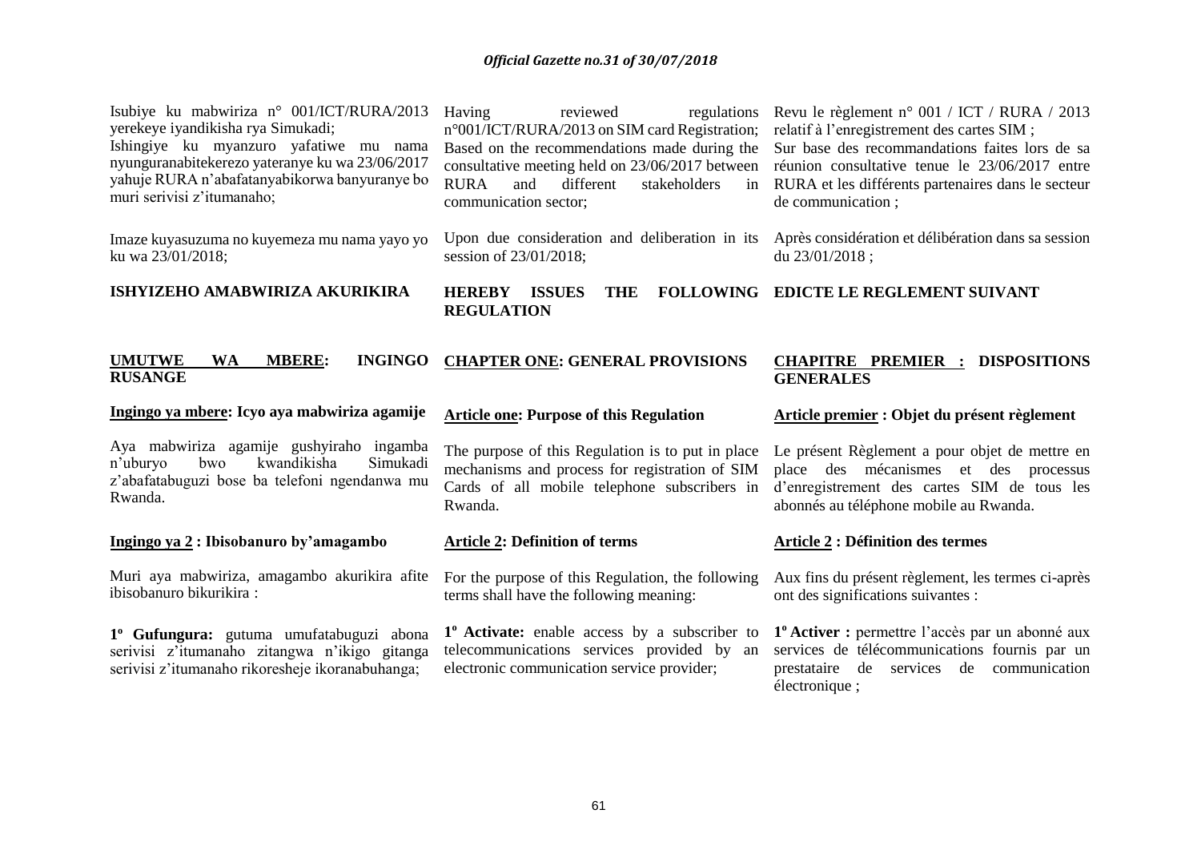Isubiye ku mabwiriza n° 001/ICT/RURA/2013 yerekeye iyandikisha rya Simukadi;

Ishingiye ku myanzuro yafatiwe mu nama nyunguranabitekerezo yateranye ku wa 23/06/2017 yahuje RURA n'abafatanyabikorwa banyuranye bo muri serivisi z'itumanaho;

Imaze kuyasuzuma no kuyemeza mu nama yayo yo ku wa 23/01/2018;

**ISHYIZEHO AMABWIRIZA AKURIKIRA**

## UMUTWE WA MBERE: INGINGO RUSANGE

### Ingingo ya mbere: Icyo aya mabwiriza agamije

Aya mabwiriza agamije gushyiraho ingamba n'uburyo bwo kwandikisha Simukadi z'abafatabuguzi bose ba telefoni ngendanwa mu Rwanda.

### Ingingo ya 2 : Ibisobanuro by'amagambo

Muri aya mabwiriza, amagambo akurikira afite ibisobanuro bikurikira :

**1º Gufungura:** gutuma umufatabuguzi abona serivisi z'itumanaho zitangwa n'ikigo gitanga serivisi z'itumanaho rikoresheje ikoranabuhanga;

Having reviewed regulations n°001/ICT/RURA/2013 on SIM card Registration;

Based on the recommendations made during the consultative meeting held on 23/06/2017 between RURA and different stakeholders in communication sector;

Upon due consideration and deliberation in its session of 23/01/2018;

**HEREBY ISSUES THE FOLLOWING REGULATION**

## CHAPTER ONE: GENERAL PROVISIONS

### Article one: Purpose of this Regulation

The purpose of this Regulation is to put in place mechanisms and process for registration of SIM Cards of all mobile telephone subscribers in Rwanda.

### Article 2: Definition of terms

For the purpose of this Regulation, the following terms shall have the following meaning:

**1º Activate:** enable access by a subscriber to telecommunications services provided by an electronic communication service provider;

Revu le règlement n° 001 / ICT / RURA / 2013 relatif à l'enregistrement des cartes SIM ;

Sur base des recommandations faites lors de sa réunion consultative tenue le 23/06/2017 entre RURA et les différents partenaires dans le secteur de communication ;

Après considération et délibération dans sa session du 23/01/2018 ;

**EDICTE LE REGLEMENT SUIVANT**

## CHAPITRE PREMIER : DISPOSITIONS GENERALES

### Article premier : Objet du présent règlement

Le présent Règlement a pour objet de mettre en place des mécanismes et des processus d'enregistrement des cartes SIM de tous les abonnés au téléphone mobile au Rwanda.

### Article 2 : Définition des termes

Aux fins du présent règlement, les termes ci-après ont des significations suivantes :

**1º Activer :** permettre l'accès par un abonné aux services de télécommunications fournis par un prestataire de services de communication électronique ;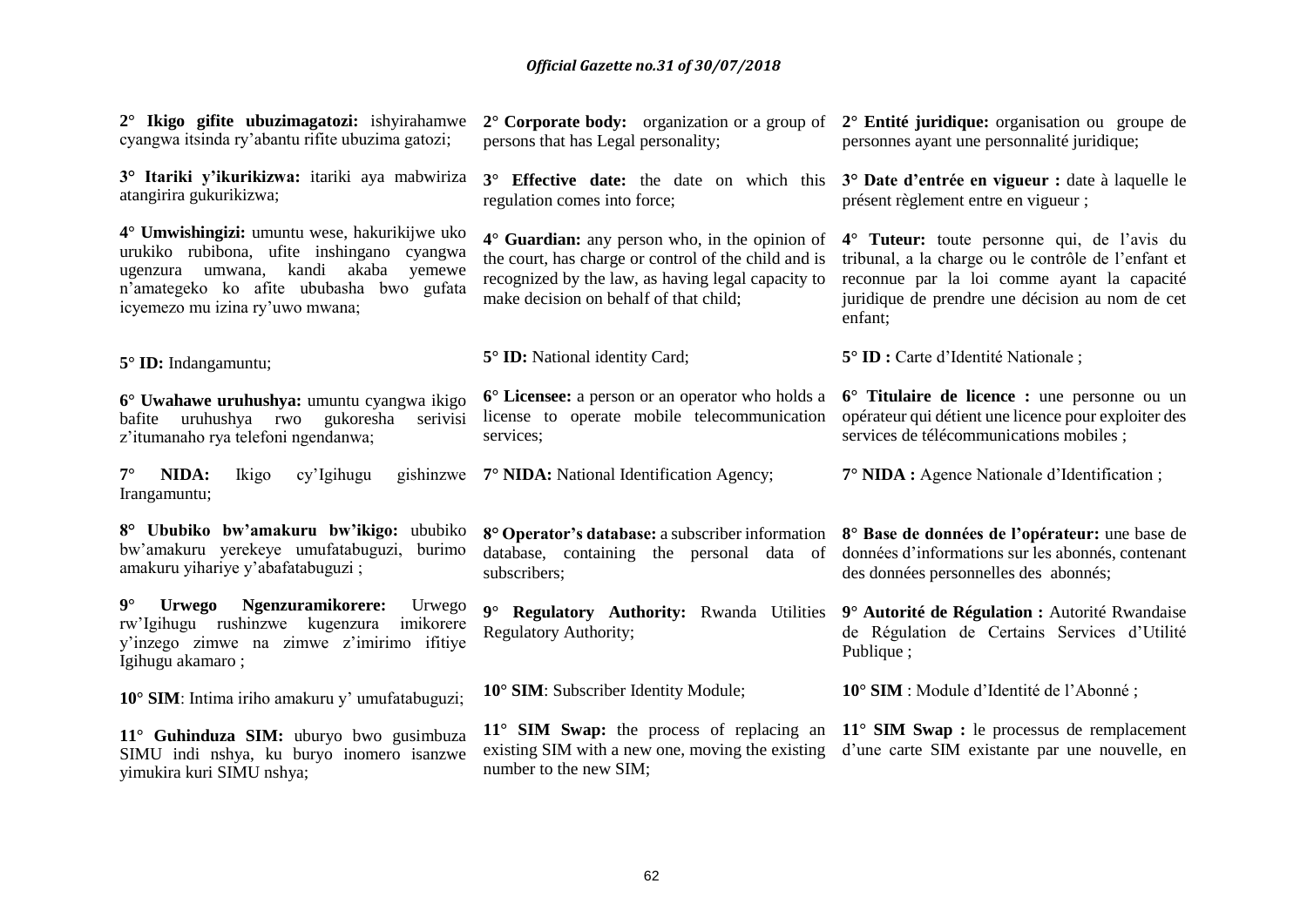**2° Ikigo gifite ubuzimagatozi:** ishyirahamwe cyangwa itsinda ry'abantu rifite ubuzima gatozi;

**3° Itariki y'ikurikizwa:** itariki aya mabwiriza atangirira gukurikizwa;

**4° Umwishingizi:** umuntu wese, hakurikijwe uko urukiko rubibona, ufite inshingano cyangwa ugenzura umwana, kandi akaba yemewe n'amategeko ko afite ububasha bwo gufata icyemezo mu izina ry'uwo mwana;

**5° ID:** Indangamuntu;

**6° Uwahawe uruhushya:** umuntu cyangwa ikigo bafite uruhushya rwo gukoresha serivisi z'itumanaho rya telefoni ngendanwa;

**7° NIDA:** Ikigo cy'Igihugu gishinzwe Irangamuntu;

**8° Ububiko bw'amakuru bw'ikigo:** ububiko bw'amakuru yerekeye umufatabuguzi, burimo amakuru yihariye y'abafatabuguzi ;

**9° Urwego Ngenzuramikorere:** Urwego rw'Igihugu rushinzwe kugenzura imikorere y'inzego zimwe na zimwe z'imirimo ifitiye Igihugu akamaro ;

**10° SIM**: Intima iriho amakuru y' umufatabuguzi;

**11° Guhinduza SIM:** uburyo bwo gusimbuza SIMU indi nshya, ku buryo inomero isanzwe yimukira kuri SIMU nshya;

**2° Corporate body:** organization or a group of persons that has Legal personality;

**3° Effective date:** the date on which this regulation comes into force;

**4° Guardian:** any person who, in the opinion of the court, has charge or control of the child and is recognized by the law, as having legal capacity to make decision on behalf of that child;

**5° ID:** National identity Card;

**6° Licensee:** a person or an operator who holds a license to operate mobile telecommunication services;

**7° NIDA:** National Identification Agency;

**8° Operator's database:** a subscriber information database, containing the personal data of subscribers;

**9° Regulatory Authority:** Rwanda Utilities Regulatory Authority;

**10° SIM**: Subscriber Identity Module;

**11° SIM Swap:** the process of replacing an existing SIM with a new one, moving the existing number to the new SIM;

**2° Entité juridique:** organisation ou groupe de personnes ayant une personnalité juridique;

**3° Date d'entrée en vigueur :** date à laquelle le présent règlement entre en vigueur ;

**4° Tuteur:** toute personne qui, de l'avis du tribunal, a la charge ou le contrôle de l'enfant et reconnue par la loi comme ayant la capacité juridique de prendre une décision au nom de cet enfant;

**5° ID :** Carte d'Identité Nationale ;

**6° Titulaire de licence :** une personne ou un opérateur qui détient une licence pour exploiter des services de télécommunications mobiles ;

**7° NIDA :** Agence Nationale d'Identification ;

**8° Base de données de l'opérateur:** une base de données d'informations sur les abonnés, contenant des données personnelles des abonnés;

**9° Autorité de Régulation :** Autorité Rwandaise de Régulation de Certains Services d'Utilité Publique ;

**10° SIM** : Module d'Identité de l'Abonné ;

**11° SIM Swap :** le processus de remplacement d'une carte SIM existante par une nouvelle, en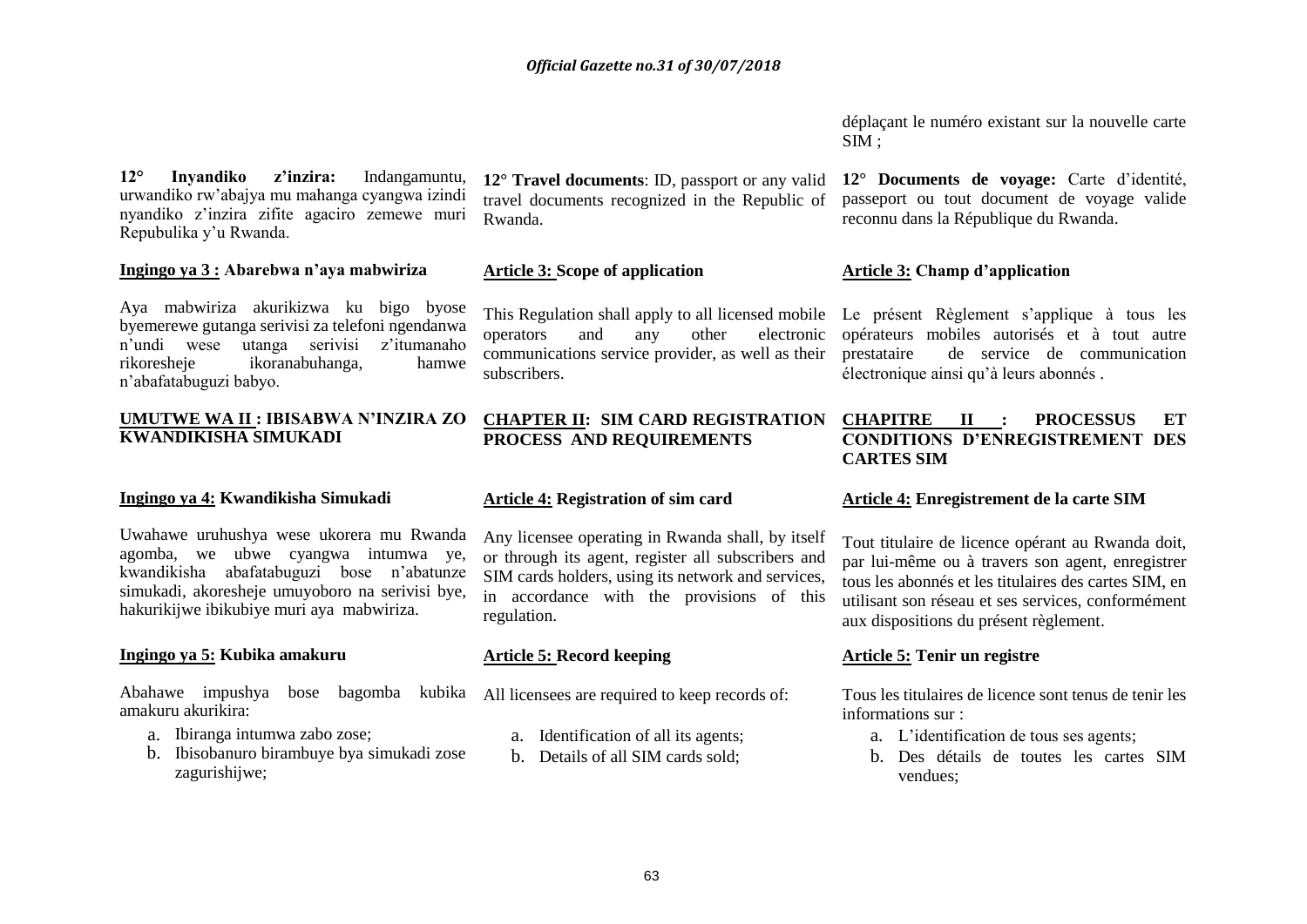déplaçant le numéro existant sur la nouvelle carte SIM ;

**12° Inyandiko z'inzira:** Indangamuntu, urwandiko rw'abajya mu mahanga cyangwa izindi nyandiko z'inzira zifite agaciro zemewe muri Repubulika y'u Rwanda.

**Ingingo ya 3 : Abarebwa n'aya mabwiriza**

Aya mabwiriza akurikizwa ku bigo byose byemerewe gutanga serivisi za telefoni ngendanwa n'undi wese utanga serivisi z'itumanaho rikoresheje ikoranabuhanga, hamwe n'abafatabuguzi babyo.

**UMUTWE WA II : IBISABWA N'INZIRA ZO KWANDIKISHA SIMUKADI**

**Ingingo ya 4: Kwandikisha Simukadi**

Uwahawe uruhushya wese ukorera mu Rwanda agomba, we ubwe cyangwa intumwa ye, kwandikisha abafatabuguzi bose n'abatunze simukadi, akoresheje umuyoboro na serivisi bye, hakurikijwe ibikubiye muri aya mabwiriza.

**Ingingo ya 5: Kubika amakuru**

Abahawe impushya bose bagomba kubika amakuru akurikira:

a. Ibiranga intumwa zabo zose;
b. Ibisobanuro birambuye bya simukadi zose zagurishijwe;

**12° Travel documents**: ID, passport or any valid travel documents recognized in the Republic of Rwanda.

**Article 3: Scope of application**

This Regulation shall apply to all licensed mobile operators and any other electronic communications service provider, as well as their subscribers.

**CHAPTER II: SIM CARD REGISTRATION PROCESS AND REQUIREMENTS**

**Article 4: Registration of sim card**

Any licensee operating in Rwanda shall, by itself or through its agent, register all subscribers and SIM cards holders, using its network and services, in accordance with the provisions of this regulation.

**Article 5: Record keeping**

All licensees are required to keep records of:

a. Identification of all its agents;
b. Details of all SIM cards sold;

**12° Documents de voyage:** Carte d'identité, passeport ou tout document de voyage valide reconnu dans la République du Rwanda.

**Article 3: Champ d'application**

Le présent Règlement s'applique à tous les opérateurs mobiles autorisés et à tout autre prestataire de service de communication électronique ainsi qu'à leurs abonnés .

**CHAPITRE II : PROCESSUS ET CONDITIONS D'ENREGISTREMENT DES CARTES SIM**

**Article 4: Enregistrement de la carte SIM**

Tout titulaire de licence opérant au Rwanda doit, par lui-même ou à travers son agent, enregistrer tous les abonnés et les titulaires des cartes SIM, en utilisant son réseau et ses services, conformément aux dispositions du présent règlement.

**Article 5: Tenir un registre**

Tous les titulaires de licence sont tenus de tenir les informations sur :

a. L'identification de tous ses agents;
b. Des détails de toutes les cartes SIM vendues;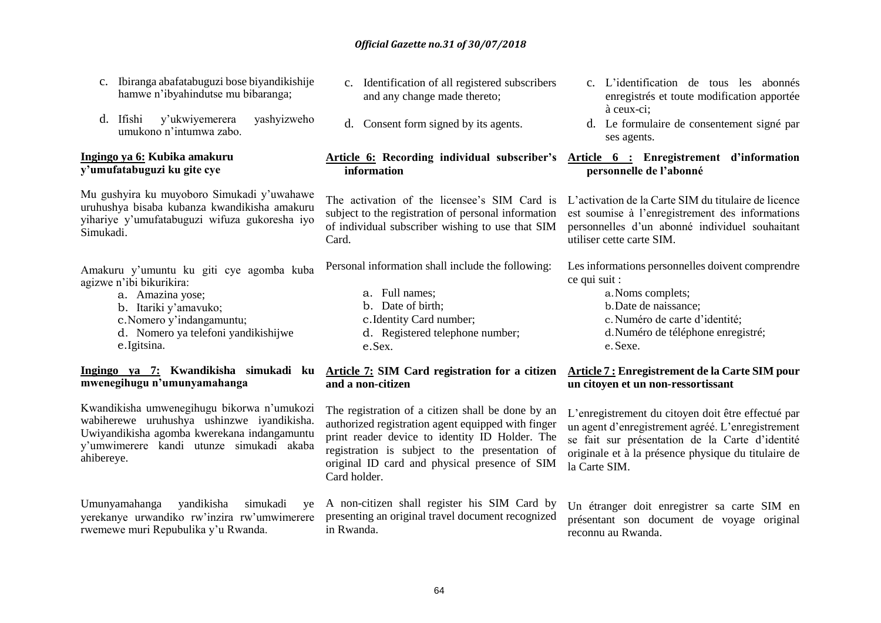c. Ibiranga abafatabuguzi bose biyandikishije hamwe n'ibyahindutse mu bibaranga;

d. Ifishi y'ukwiyemerera yashyizweho umukono n'intumwa zabo.

**Ingingo ya 6: Kubika amakuru y'umufatabuguzi ku gite cye**

Mu gushyira ku muyoboro Simukadi y'uwahawe uruhushya bisaba kubanza kwandikisha amakuru yihariye y'umufatabuguzi wifuza gukoresha iyo Simukadi.

Amakuru y'umuntu ku giti cye agomba kuba agizwe n'ibi bikurikira:

a. Amazina yose;
b. Itariki y'amavuko;
c. Nomero y'indangamuntu;
d. Nomero ya telefoni yandikishijwe
e. Igitsina.

**Ingingo ya 7: Kwandikisha simukadi ku mwenegihugu n'umunyamahanga**

Kwandikisha umwenegihugu bikorwa n'umukozi wabiherewe uruhushya ushinzwe iyandikisha. Uwiyandikisha agomba kwerekana indangamuntu y'umwimerere kandi utunze simukadi akaba ahibereye.

Umunyamahanga yandikisha simukadi ye yerekanye urwandiko rw'inzira rw'umwimerere rwemewe muri Repubulika y'u Rwanda.

c. Identification of all registered subscribers and any change made thereto;

d. Consent form signed by its agents.

**Article 6: Recording individual subscriber's information**

The activation of the licensee's SIM Card is subject to the registration of personal information of individual subscriber wishing to use that SIM Card.

Personal information shall include the following:

a. Full names;
b. Date of birth;
c. Identity Card number;
d. Registered telephone number;
e. Sex.

**Article 7: SIM Card registration for a citizen and a non-citizen**

The registration of a citizen shall be done by an authorized registration agent equipped with finger print reader device to identity ID Holder. The registration is subject to the presentation of original ID card and physical presence of SIM Card holder.

A non-citizen shall register his SIM Card by presenting an original travel document recognized in Rwanda.

c. L'identification de tous les abonnés enregistrés et toute modification apportée à ceux-ci;

d. Le formulaire de consentement signé par ses agents.

**Article 6 : Enregistrement d'information personnelle de l'abonné**

L'activation de la Carte SIM du titulaire de licence est soumise à l'enregistrement des informations personnelles d'un abonné individuel souhaitant utiliser cette carte SIM.

Les informations personnelles doivent comprendre ce qui suit :

a. Noms complets;
b. Date de naissance;
c. Numéro de carte d'identité;
d. Numéro de téléphone enregistré;
e. Sexe.

**Article 7 : Enregistrement de la Carte SIM pour un citoyen et un non-ressortissant**

L'enregistrement du citoyen doit être effectué par un agent d'enregistrement agréé. L'enregistrement se fait sur présentation de la Carte d'identité originale et à la présence physique du titulaire de la Carte SIM.

Un étranger doit enregistrer sa carte SIM en présentant son document de voyage original reconnu au Rwanda.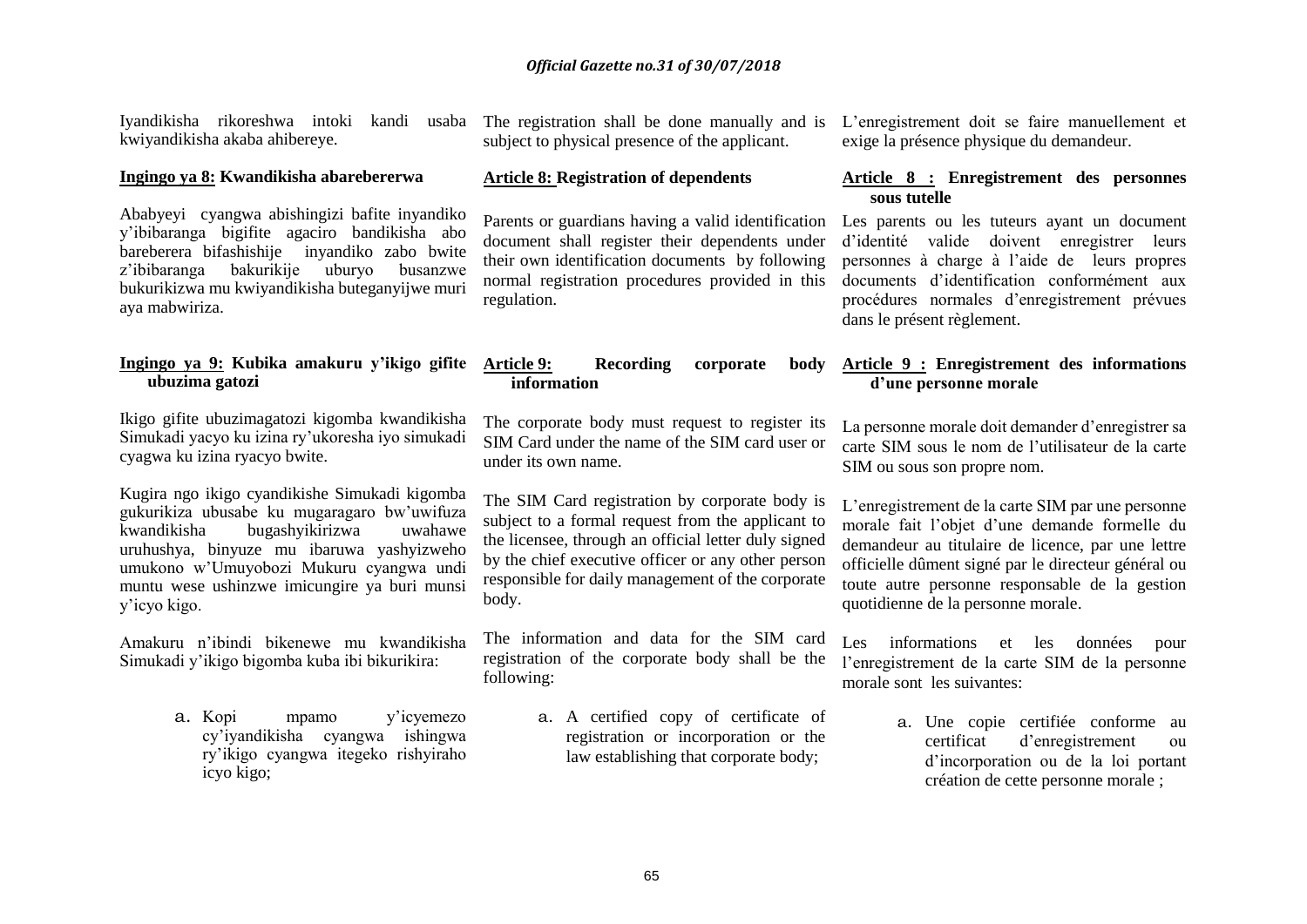Iyandikisha rikoreshwa intoki kandi usaba kwiyandikisha akaba ahibereye.

### Ingingo ya 8: Kwandikisha abarebererwa

Ababyeyi cyangwa abishingizi bafite inyandiko y'ibibaranga bigifite agaciro bandikisha abo bareberera bifashishije inyandiko zabo bwite z'ibibaranga bakurikije uburyo busanzwe bukurikizwa mu kwiyandikisha buteganyijwe muri aya mabwiriza.

### Ingingo ya 9: Kubika amakuru y'ikigo gifite ubuzima gatozi

Ikigo gifite ubuzimagatozi kigomba kwandikisha Simukadi yacyo ku izina ry'ukoresha iyo simukadi cyagwa ku izina ryacyo bwite.

Kugira ngo ikigo cyandikishe Simukadi kigomba gukurikiza ubusabe ku mugaragaro bw'uwifuza kwandikisha bugashyikirizwa uwahawe uruhushya, binyuze mu ibaruwa yashyizweho umukono w'Umuyobozi Mukuru cyangwa undi muntu wese ushinzwe imicungire ya buri munsi y'icyo kigo.

Amakuru n'ibindi bikenewe mu kwandikisha Simukadi y'ikigo bigomba kuba ibi bikurikira:

a. Kopi mpamo y'icyemezo cy'iyandikisha cyangwa ishingwa ry'ikigo cyangwa itegeko rishyiraho icyo kigo;

The registration shall be done manually and is subject to physical presence of the applicant.

### Article 8: Registration of dependents

Parents or guardians having a valid identification document shall register their dependents under their own identification documents by following normal registration procedures provided in this regulation.

### Article 9: Recording corporate body information

The corporate body must request to register its SIM Card under the name of the SIM card user or under its own name.

The SIM Card registration by corporate body is subject to a formal request from the applicant to the licensee, through an official letter duly signed by the chief executive officer or any other person responsible for daily management of the corporate body.

The information and data for the SIM card registration of the corporate body shall be the following:

a. A certified copy of certificate of registration or incorporation or the law establishing that corporate body;

L'enregistrement doit se faire manuellement et exige la présence physique du demandeur.

### Article 8 : Enregistrement des personnes sous tutelle

Les parents ou les tuteurs ayant un document d'identité valide doivent enregistrer leurs personnes à charge à l'aide de leurs propres documents d'identification conformément aux procédures normales d'enregistrement prévues dans le présent règlement.

### Article 9 : Enregistrement des informations d'une personne morale

La personne morale doit demander d'enregistrer sa carte SIM sous le nom de l'utilisateur de la carte SIM ou sous son propre nom.

L'enregistrement de la carte SIM par une personne morale fait l'objet d'une demande formelle du demandeur au titulaire de licence, par une lettre officielle dûment signé par le directeur général ou toute autre personne responsable de la gestion quotidienne de la personne morale.

Les informations et les données pour l'enregistrement de la carte SIM de la personne morale sont les suivantes:

a. Une copie certifiée conforme au certificat d'enregistrement ou d'incorporation ou de la loi portant création de cette personne morale ;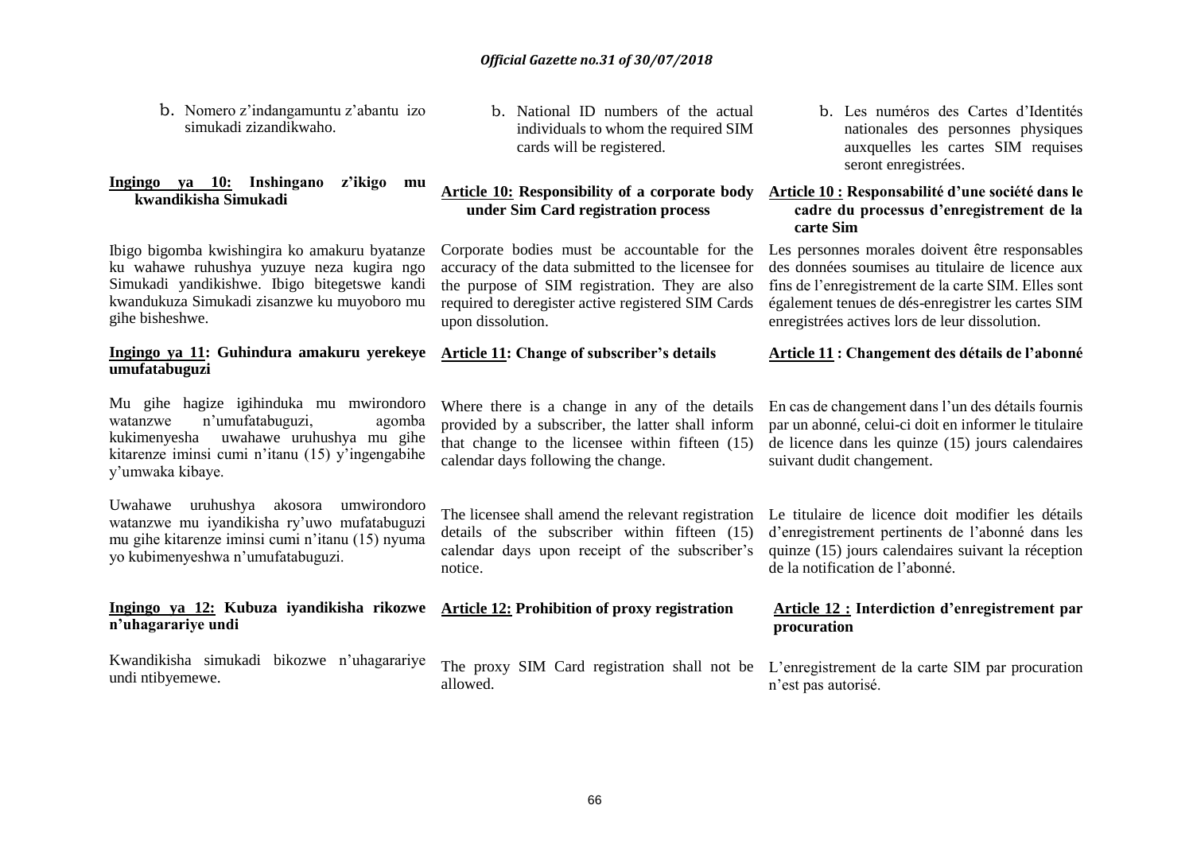b. Nomero z'indangamuntu z'abantu izo simukadi zizandikwaho.

**Ingingo ya 10: Inshingano z'ikigo mu kwandikisha Simukadi**

Ibigo bigomba kwishingira ko amakuru byatanze ku wahawe ruhushya yuzuye neza kugira ngo Simukadi yandikishwe. Ibigo bitegetswe kandi kwandukuza Simukadi zisanzwe ku muyoboro mu gihe bisheshwe.

**Ingingo ya 11: Guhindura amakuru yerekeye umufatabuguzi**

Mu gihe hagize igihinduka mu mwirondoro watanzwe n'umufatabuguzi, agomba kukimenyesha uwahawe uruhushya mu gihe kitarenze iminsi cumi n'itanu (15) y'ingengabihe y'umwaka kibaye.

Uwahawe uruhushya akosora umwirondoro watanzwe mu iyandikisha ry'uwo mufatabuguzi mu gihe kitarenze iminsi cumi n'itanu (15) nyuma yo kubimenyeshwa n'umufatabuguzi.

**Ingingo ya 12: Kubuza iyandikisha rikozwe n'uhagarariye undi**

Kwandikisha simukadi bikozwe n'uhagarariye undi ntibyemewe.

b. National ID numbers of the actual individuals to whom the required SIM cards will be registered.

**Article 10: Responsibility of a corporate body under Sim Card registration process**

Corporate bodies must be accountable for the accuracy of the data submitted to the licensee for the purpose of SIM registration. They are also required to deregister active registered SIM Cards upon dissolution.

**Article 11: Change of subscriber's details**

Where there is a change in any of the details provided by a subscriber, the latter shall inform that change to the licensee within fifteen (15) calendar days following the change.

The licensee shall amend the relevant registration details of the subscriber within fifteen (15) calendar days upon receipt of the subscriber's notice.

**Article 12: Prohibition of proxy registration**

The proxy SIM Card registration shall not be allowed.

b. Les numéros des Cartes d'Identités nationales des personnes physiques auxquelles les cartes SIM requises seront enregistrées.

**Article 10 : Responsabilité d'une société dans le cadre du processus d'enregistrement de la carte Sim**

Les personnes morales doivent être responsables des données soumises au titulaire de licence aux fins de l'enregistrement de la carte SIM. Elles sont également tenues de dés-enregistrer les cartes SIM enregistrées actives lors de leur dissolution.

**Article 11 : Changement des détails de l'abonné**

En cas de changement dans l'un des détails fournis par un abonné, celui-ci doit en informer le titulaire de licence dans les quinze (15) jours calendaires suivant dudit changement.

Le titulaire de licence doit modifier les détails d'enregistrement pertinents de l'abonné dans les quinze (15) jours calendaires suivant la réception de la notification de l'abonné.

**Article 12 : Interdiction d'enregistrement par procuration**

L'enregistrement de la carte SIM par procuration n'est pas autorisé.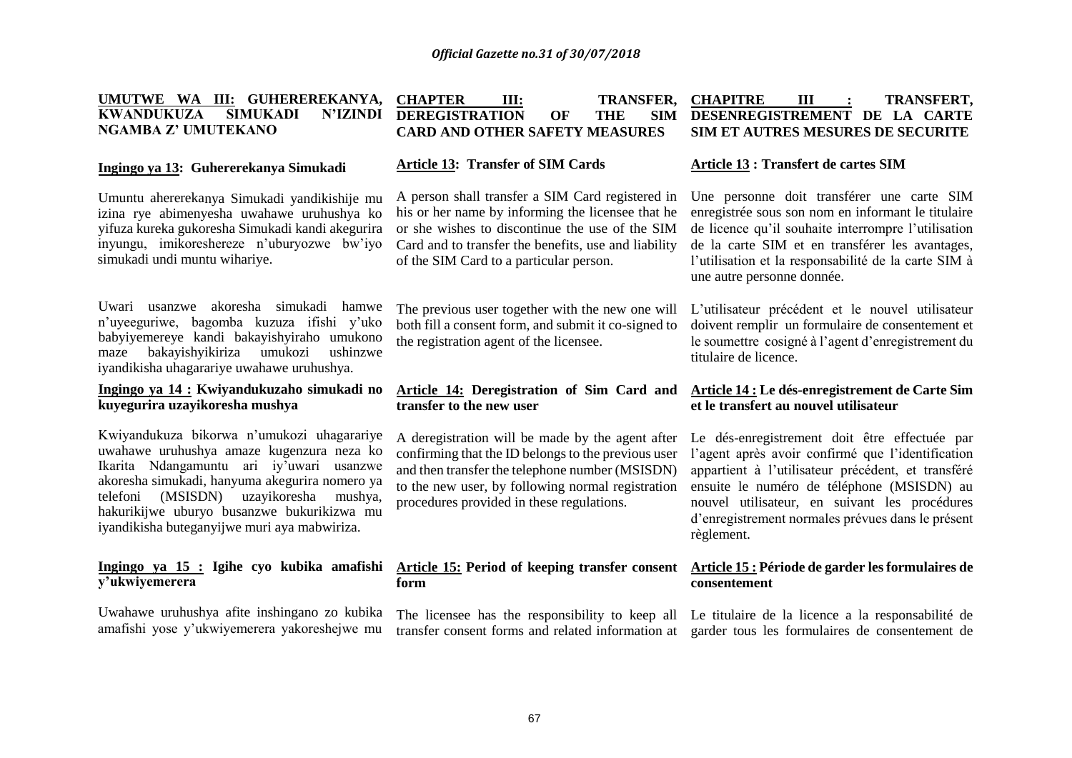**UMUTWE WA III: GUHEREREKANYA, KWANDUKUZA SIMUKADI N'IZINDI NGAMBA Z' UMUTEKANO**

**Ingingo ya 13: Guhererekanya Simukadi**

Umuntu ahererekanya Simukadi yandikishije mu izina rye abimenyesha uwahawe uruhushya ko yifuza kureka gukoresha Simukadi kandi akegurira inyungu, imikoreshereze n'uburyozwe bw'iyo simukadi undi muntu wihariye.

Uwari usanzwe akoresha simukadi hamwe n'uyeeguriwe, bagomba kuzuza ifishi y'uko babyiyemereye kandi bakayishyiraho umukono maze bakayishyikiriza umukozi ushinzwe iyandikisha uhagarariye uwahawe uruhushya.

**Ingingo ya 14 : Kwiyandukuzaho simukadi no kuyegurira uzayikoresha mushya**

Kwiyandukuza bikorwa n'umukozi uhagarariye uwahawe uruhushya amaze kugenzura neza ko Ikarita Ndangamuntu ari iy'uwari usanzwe akoresha simukadi, hanyuma akegurira nomero ya telefoni (MSISDN) uzayikoresha mushya, hakurikijwe uburyo busanzwe bukurikizwa mu iyandikisha buteganyijwe muri aya mabwiriza.

**Ingingo ya 15 : Igihe cyo kubika amafishi y'ukwiyemerera**

Uwahawe uruhushya afite inshingano zo kubika amafishi yose y'ukwiyemerera yakoreshejwe mu

**CHAPTER III: TRANSFER, DEREGISTRATION OF THE SIM CARD AND OTHER SAFETY MEASURES**

**Article 13: Transfer of SIM Cards**

A person shall transfer a SIM Card registered in his or her name by informing the licensee that he or she wishes to discontinue the use of the SIM Card and to transfer the benefits, use and liability of the SIM Card to a particular person.

The previous user together with the new one will both fill a consent form, and submit it co-signed to the registration agent of the licensee.

**Article 14: Deregistration of Sim Card and transfer to the new user**

A deregistration will be made by the agent after confirming that the ID belongs to the previous user and then transfer the telephone number (MSISDN) to the new user, by following normal registration procedures provided in these regulations.

**Article 15: Period of keeping transfer consent form**

The licensee has the responsibility to keep all transfer consent forms and related information at

**CHAPITRE III : TRANSFERT, DESENREGISTREMENT DE LA CARTE SIM ET AUTRES MESURES DE SECURITE**

**Article 13 : Transfert de cartes SIM**

Une personne doit transférer une carte SIM enregistrée sous son nom en informant le titulaire de licence qu'il souhaite interrompre l'utilisation de la carte SIM et en transférer les avantages, l'utilisation et la responsabilité de la carte SIM à une autre personne donnée.

L'utilisateur précédent et le nouvel utilisateur doivent remplir un formulaire de consentement et le soumettre cosigné à l'agent d'enregistrement du titulaire de licence.

**Article 14 : Le dés-enregistrement de Carte Sim et le transfert au nouvel utilisateur**

Le dés-enregistrement doit être effectuée par l'agent après avoir confirmé que l'identification appartient à l'utilisateur précédent, et transféré ensuite le numéro de téléphone (MSISDN) au nouvel utilisateur, en suivant les procédures d'enregistrement normales prévues dans le présent règlement.

**Article 15 : Période de garder les formulaires de consentement**

Le titulaire de la licence a la responsabilité de garder tous les formulaires de consentement de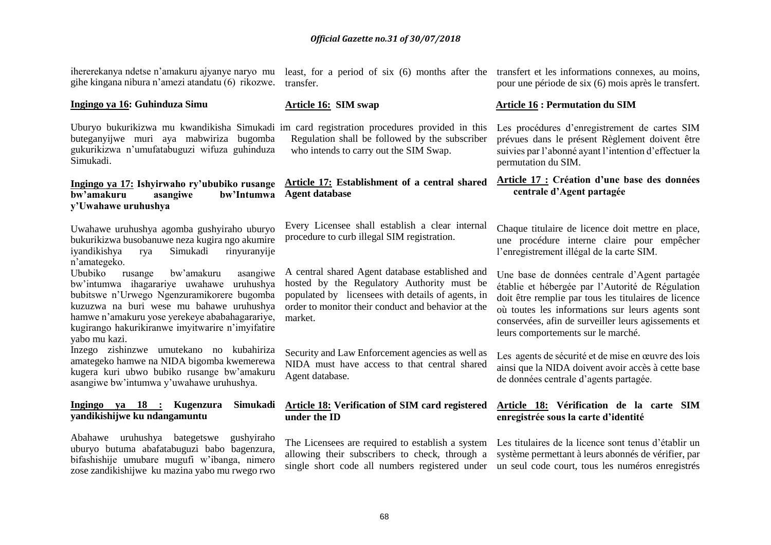ihererekanya ndetse n'amakuru ajyanye naryo mu gihe kingana nibura n'amezi atandatu (6) rikozwe.

**Ingingo ya 16: Guhinduza Simu**

Uburyo bukurikizwa mu kwandikisha Simukadi buteganyijwe muri aya mabwiriza bugomba gukurikizwa n'umufatabuguzi wifuza guhinduza Simukadi.

**Ingingo ya 17: Ishyirwaho ry'ububiko rusange bw'amakuru asangiwe bw'Intumwa y'Uwahawe uruhushya**

Uwahawe uruhushya agomba gushyiraho uburyo bukurikizwa busobanuwe neza kugira ngo akumire iyandikishya rya Simukadi rinyuranyije n'amategeko.

Ububiko rusange bw'amakuru asangiwe bw'intumwa ihagarariye uwahawe uruhushya bubitswe n'Urwego Ngenzuramikorere bugomba kuzuzwa na buri wese mu bahawe uruhushya hamwe n'amakuru yose yerekeye ababahagarariye, kugirango hakurikiranwe imyitwarire n'imyifatire yabo mu kazi.

Inzego zishinzwe umutekano no kubahiriza amategeko hamwe na NIDA bigomba kwemerewa kugera kuri ubwo bubiko rusange bw'amakuru asangiwe bw'intumwa y'uwahawe uruhushya.

**Ingingo ya 18 : Kugenzura Simukadi yandikishijwe ku ndangamuntu**

Abahawe uruhushya bategetswe gushyiraho uburyo butuma abafatabuguzi babo bagenzura, bifashishije umubare mugufi w'ibanga, nimero zose zandikishijwe ku mazina yabo mu rwego rwo

least, for a period of six (6) months after the transfer.

**Article 16: SIM swap**

Sim card registration procedures provided in this Regulation shall be followed by the subscriber who intends to carry out the SIM Swap.

**Article 17: Establishment of a central shared Agent database**

Every Licensee shall establish a clear internal procedure to curb illegal SIM registration.

A central shared Agent database established and hosted by the Regulatory Authority must be populated by licensees with details of agents, in order to monitor their conduct and behavior at the market.

Security and Law Enforcement agencies as well as NIDA must have access to that central shared Agent database.

**Article 18: Verification of SIM card registered under the ID**

The Licensees are required to establish a system allowing their subscribers to check, through a single short code all numbers registered under

transfert et les informations connexes, au moins, pour une période de six (6) mois après le transfert.

**Article 16 : Permutation du SIM**

Les procédures d'enregistrement de cartes SIM prévues dans le présent Règlement doivent être suivies par l'abonné ayant l'intention d'effectuer la permutation du SIM.

**Article 17 : Création d'une base des données centrale d'Agent partagée**

Chaque titulaire de licence doit mettre en place, une procédure interne claire pour empêcher l'enregistrement illégal de la carte SIM.

Une base de données centrale d'Agent partagée établie et hébergée par l'Autorité de Régulation doit être remplie par tous les titulaires de licence où toutes les informations sur leurs agents sont conservées, afin de surveiller leurs agissements et leurs comportements sur le marché.

Les agents de sécurité et de mise en œuvre des lois ainsi que la NIDA doivent avoir accès à cette base de données centrale d'agents partagée.

**Article 18: Vérification de la carte SIM enregistrée sous la carte d'identité**

Les titulaires de la licence sont tenus d'établir un système permettant à leurs abonnés de vérifier, par un seul code court, tous les numéros enregistrés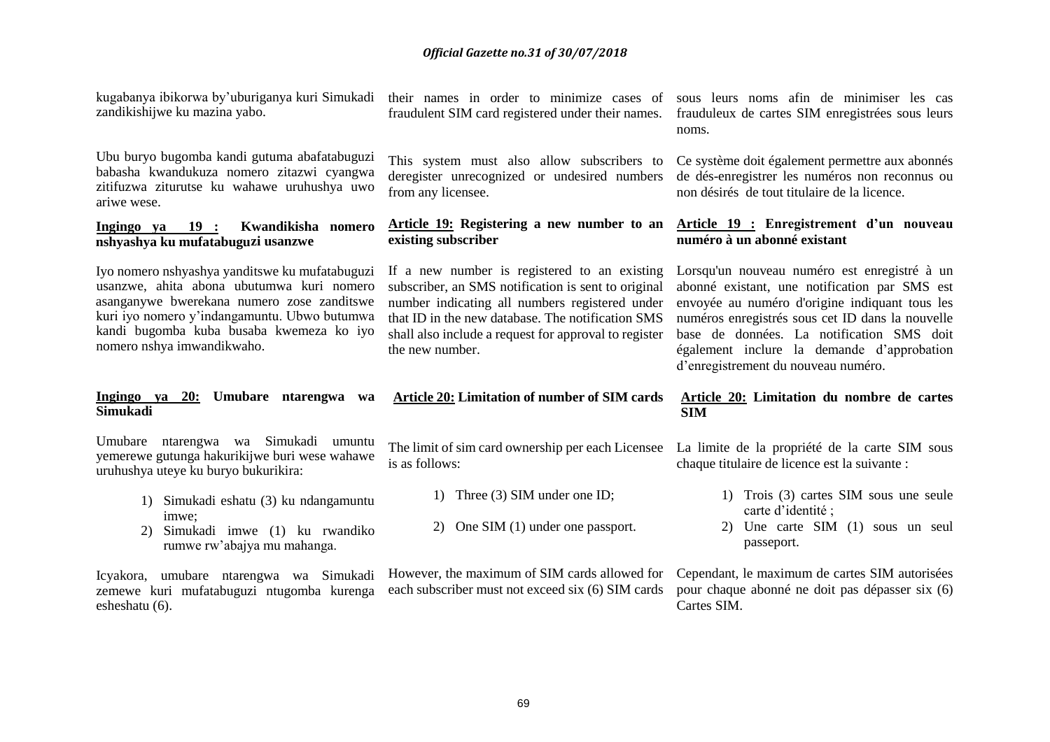kugabanya ibikorwa by'uburiganya kuri Simukadi zandikishijwe ku mazina yabo.

Ubu buryo bugomba kandi gutuma abafatabuguzi babasha kwandukuza nomero zitazwi cyangwa zitifuzwa ziturutse ku wahawe uruhushya uwo ariwe wese.

**Ingingo ya 19 : Kwandikisha nomero nshyashya ku mufatabuguzi usanzwe**

Iyo nomero nshyashya yanditswe ku mufatabuguzi usanzwe, ahita abona ubutumwa kuri nomero asanganywe bwerekana numero zose zanditswe kuri iyo nomero y'indangamuntu. Ubwo butumwa kandi bugomba kuba busaba kwemeza ko iyo nomero nshya imwandikwaho.

**Ingingo ya 20: Umubare ntarengwa wa Simukadi**

Umubare ntarengwa wa Simukadi umuntu yemerewe gutunga hakurikijwe buri wese wahawe uruhushya uteye ku buryo bukurikira:

1) Simukadi eshatu (3) ku ndangamuntu imwe;
2) Simukadi imwe (1) ku rwandiko rumwe rw'abajya mu mahanga.

Icyakora, umubare ntarengwa wa Simukadi zemewe kuri mufatabuguzi ntugomba kurenga esheshatu (6).

their names in order to minimize cases of fraudulent SIM card registered under their names.

This system must also allow subscribers to deregister unrecognized or undesired numbers from any licensee.

**Article 19: Registering a new number to an existing subscriber**

If a new number is registered to an existing subscriber, an SMS notification is sent to original number indicating all numbers registered under that ID in the new database. The notification SMS shall also include a request for approval to register the new number.

**Article 20: Limitation of number of SIM cards**

The limit of sim card ownership per each Licensee is as follows:

1) Three (3) SIM under one ID;
2) One SIM (1) under one passport.

However, the maximum of SIM cards allowed for each subscriber must not exceed six (6) SIM cards

sous leurs noms afin de minimiser les cas frauduleux de cartes SIM enregistrées sous leurs noms.

Ce système doit également permettre aux abonnés de dés-enregistrer les numéros non reconnus ou non désirés de tout titulaire de la licence.

**Article 19 : Enregistrement d'un nouveau numéro à un abonné existant**

Lorsqu'un nouveau numéro est enregistré à un abonné existant, une notification par SMS est envoyée au numéro d'origine indiquant tous les numéros enregistrés sous cet ID dans la nouvelle base de données. La notification SMS doit également inclure la demande d'approbation d'enregistrement du nouveau numéro.

**Article 20: Limitation du nombre de cartes SIM**

La limite de la propriété de la carte SIM sous chaque titulaire de licence est la suivante :

1) Trois (3) cartes SIM sous une seule carte d'identité ;
2) Une carte SIM (1) sous un seul passeport.

Cependant, le maximum de cartes SIM autorisées pour chaque abonné ne doit pas dépasser six (6) Cartes SIM.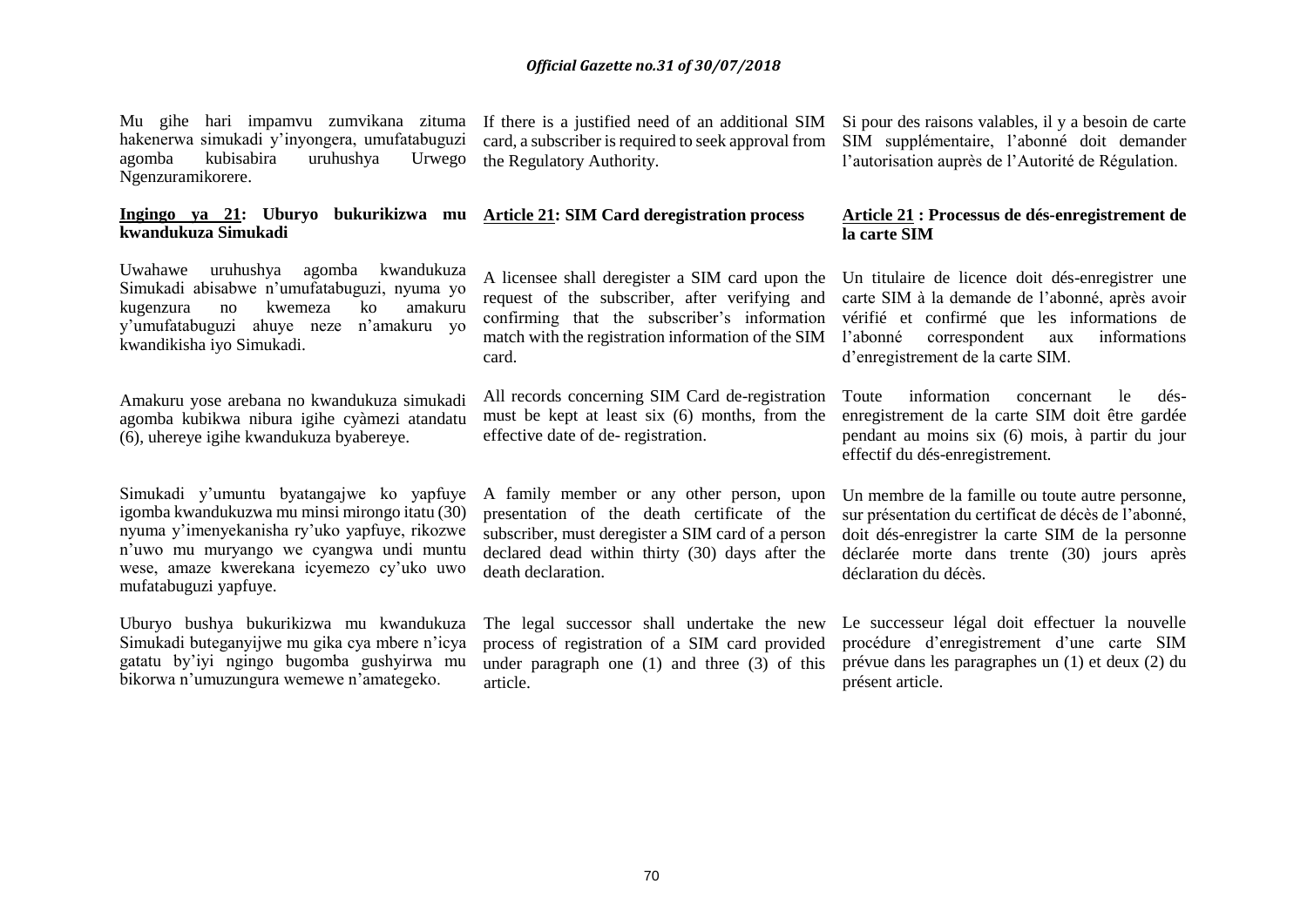Mu gihe hari impamvu zumvikana zituma hakenerwa simukadi y'inyongera, umufatabuguzi agomba kubisabira uruhushya Urwego Ngenzuramikorere.

**Ingingo ya 21: Uburyo bukurikizwa mu kwandukuza Simukadi**

Uwahawe uruhushya agomba kwandukuza Simukadi abisabwe n'umufatabuguzi, nyuma yo kugenzura no kwemeza ko amakuru y'umufatabuguzi ahuye neze n'amakuru yo kwandikisha iyo Simukadi.

Amakuru yose arebana no kwandukuza simukadi agomba kubikwa nibura igihe cyàmezi atandatu (6), uhereye igihe kwandukuza byabereye.

Simukadi y'umuntu byatangajwe ko yapfuye igomba kwandukuzwa mu minsi mirongo itatu (30) nyuma y'imenyekanisha ry'uko yapfuye, rikozwe n'uwo mu muryango we cyangwa undi muntu wese, amaze kwerekana icyemezo cy'uko uwo mufatabuguzi yapfuye.

Uburyo bushya bukurikizwa mu kwandukuza Simukadi buteganyijwe mu gika cya mbere n'icya gatatu by'iyi ngingo bugomba gushyirwa mu bikorwa n'umuzungura wemewe n'amategeko.

If there is a justified need of an additional SIM card, a subscriber is required to seek approval from the Regulatory Authority.

**Article 21: SIM Card deregistration process**

A licensee shall deregister a SIM card upon the request of the subscriber, after verifying and confirming that the subscriber's information match with the registration information of the SIM card.

All records concerning SIM Card de-registration must be kept at least six (6) months, from the effective date of de- registration.

A family member or any other person, upon presentation of the death certificate of the subscriber, must deregister a SIM card of a person declared dead within thirty (30) days after the death declaration.

The legal successor shall undertake the new process of registration of a SIM card provided under paragraph one (1) and three (3) of this article.

Si pour des raisons valables, il y a besoin de carte SIM supplémentaire, l'abonné doit demander l'autorisation auprès de l'Autorité de Régulation.

**Article 21 : Processus de dés-enregistrement de la carte SIM**

Un titulaire de licence doit dés-enregistrer une carte SIM à la demande de l'abonné, après avoir vérifié et confirmé que les informations de l'abonné correspondent aux informations d'enregistrement de la carte SIM.

Toute information concernant le dés-enregistrement de la carte SIM doit être gardée pendant au moins six (6) mois, à partir du jour effectif du dés-enregistrement.

Un membre de la famille ou toute autre personne, sur présentation du certificat de décès de l'abonné, doit dés-enregistrer la carte SIM de la personne déclarée morte dans trente (30) jours après déclaration du décès.

Le successeur légal doit effectuer la nouvelle procédure d'enregistrement d'une carte SIM prévue dans les paragraphes un (1) et deux (2) du présent article.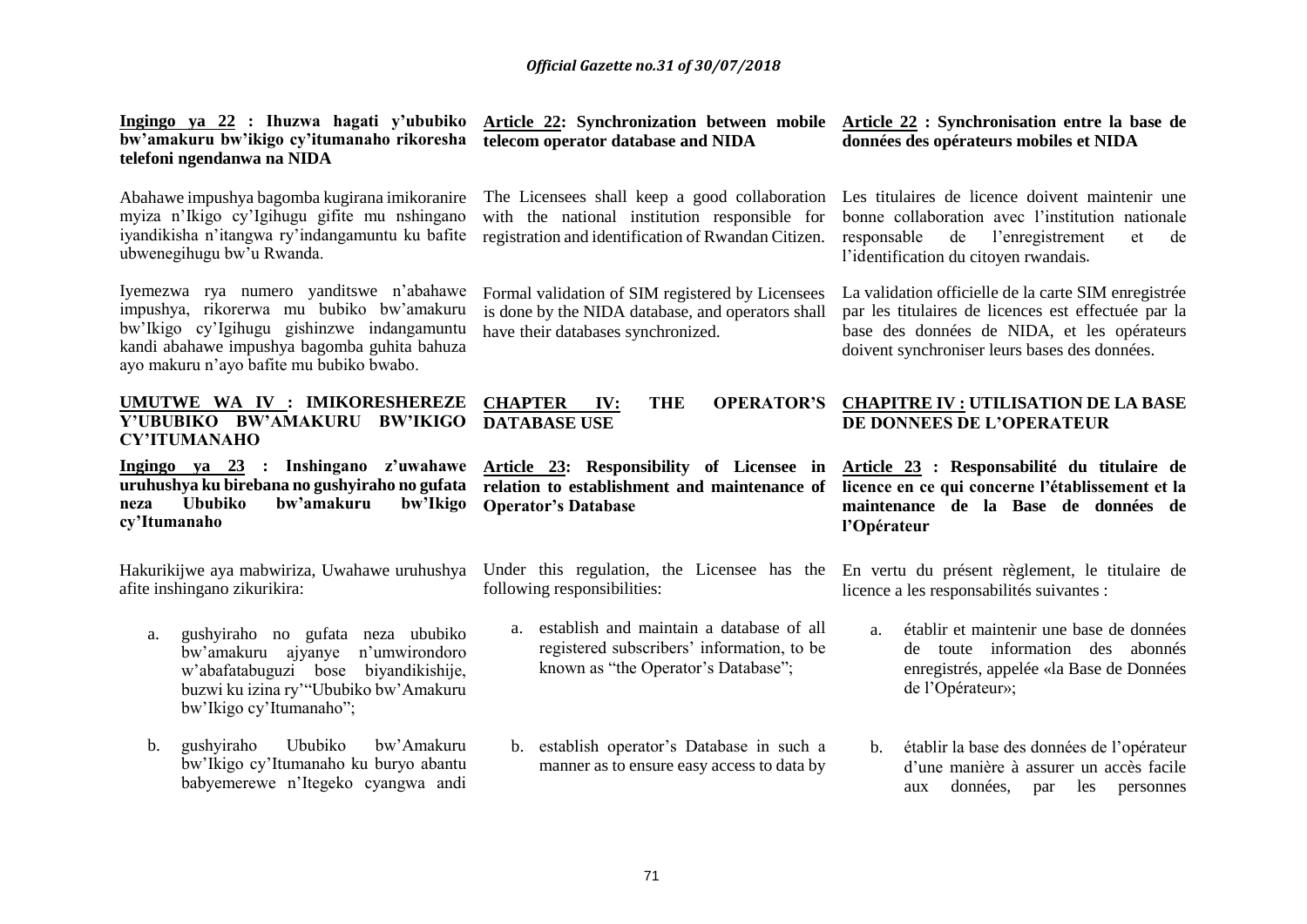**Ingingo ya 22 : Ihuzwa hagati y'ububiko bw'amakuru bw'ikigo cy'itumanaho rikoresha telefoni ngendanwa na NIDA**

Abahawe impushya bagomba kugirana imikoranire myiza n'Ikigo cy'Igihugu gifite mu nshingano iyandikisha n'itangwa ry'indangamuntu ku bafite ubwenegihugu bw'u Rwanda.

Iyemezwa rya numero yanditswe n'abahawe impushya, rikorerwa mu bubiko bw'amakuru bw'Ikigo cy'Igihugu gishinzwe indangamuntu kandi abahawe impushya bagomba guhita bahuza ayo makuru n'ayo bafite mu bubiko bwabo.

**UMUTWE WA IV : IMIKORESHEREZE Y'UBUBIKO BW'AMAKURU BW'IKIGO CY'ITUMANAHO**

**Ingingo ya 23 : Inshingano z'uwahawe uruhushya ku birebana no gushyiraho no gufata neza Ububiko bw'amakuru bw'Ikigo cy'Itumanaho**

Hakurikijwe aya mabwiriza, Uwahawe uruhushya afite inshingano zikurikira:

a. gushyiraho no gufata neza ububiko bw'amakuru ajyanye n'umwirondoro w'abafatabuguzi bose biyandikishije, buzwi ku izina ry'"Ububiko bw'Amakuru bw'Ikigo cy'Itumanaho";

b. gushyiraho Ububiko bw'Amakuru bw'Ikigo cy'Itumanaho ku buryo abantu babyemerewe n'Itegeko cyangwa andi

**Article 22: Synchronization between mobile telecom operator database and NIDA**

The Licensees shall keep a good collaboration with the national institution responsible for registration and identification of Rwandan Citizen.

Formal validation of SIM registered by Licensees is done by the NIDA database, and operators shall have their databases synchronized.

**CHAPTER IV: THE OPERATOR'S DATABASE USE**

**Article 23: Responsibility of Licensee in relation to establishment and maintenance of Operator's Database**

Under this regulation, the Licensee has the following responsibilities:

a. establish and maintain a database of all registered subscribers' information, to be known as "the Operator's Database";

b. establish operator's Database in such a manner as to ensure easy access to data by

**Article 22 : Synchronisation entre la base de données des opérateurs mobiles et NIDA**

Les titulaires de licence doivent maintenir une bonne collaboration avec l'institution nationale responsable de l'enregistrement et de l'identification du citoyen rwandais.

La validation officielle de la carte SIM enregistrée par les titulaires de licences est effectuée par la base des données de NIDA, et les opérateurs doivent synchroniser leurs bases des données.

**CHAPITRE IV : UTILISATION DE LA BASE DE DONNEES DE L'OPERATEUR**

**Article 23 : Responsabilité du titulaire de licence en ce qui concerne l'établissement et la maintenance de la Base de données de l'Opérateur**

En vertu du présent règlement, le titulaire de licence a les responsabilités suivantes :

a. établir et maintenir une base de données de toute information des abonnés enregistrés, appelée «la Base de Données de l'Opérateur»;

b. établir la base des données de l'opérateur d'une manière à assurer un accès facile aux données, par les personnes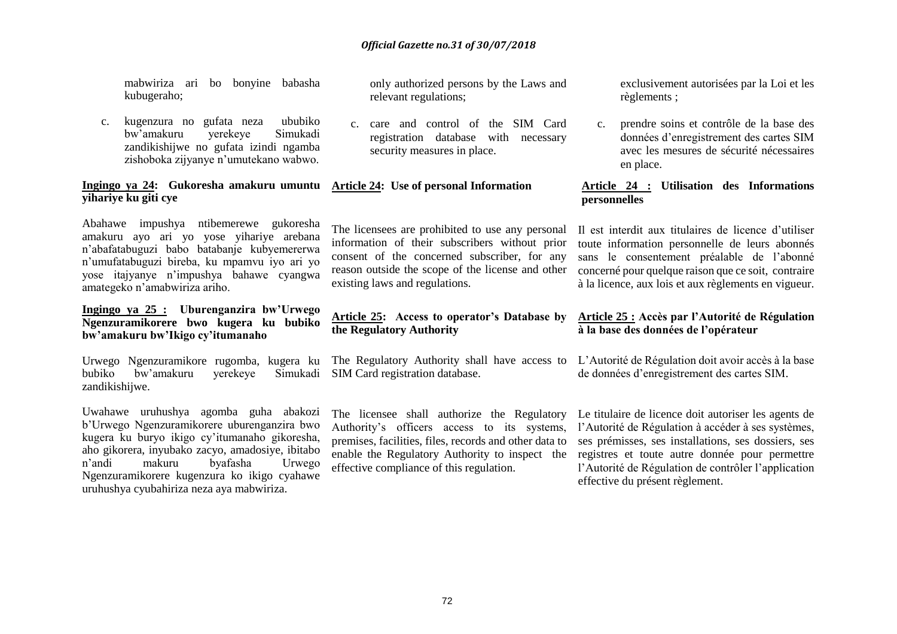mabwiriza ari bo bonyine babasha kubugeraho;

c. kugenzura no gufata neza ububiko bw'amakuru yerekeye Simukadi zandikishijwe no gufata izindi ngamba zishoboka zijyanye n'umutekano wabwo.

**Ingingo ya 24: Gukoresha amakuru umuntu yihariye ku giti cye**

Abahawe impushya ntibemerewe gukoresha amakuru ayo ari yo yose yihariye arebana n'abafatabuguzi babo batabanje kubyemererwa n'umufatabuguzi bireba, ku mpamvu iyo ari yo yose itajyanye n'impushya bahawe cyangwa amategeko n'amabwiriza ariho.

**Ingingo ya 25 : Uburenganzira bw'Urwego Ngenzuramikorere bwo kugera ku bubiko bw'amakuru bw'Ikigo cy'itumanaho**

Urwego Ngenzuramikore rugomba, kugera ku bubiko bw'amakuru yerekeye Simukadi zandikishijwe.

Uwahawe uruhushya agomba guha abakozi b'Urwego Ngenzuramikorere uburenganzira bwo kugera ku buryo ikigo cy'itumanaho gikoresha, aho gikorera, inyubako zacyo, amadosiye, ibitabo n'andi makuru byafasha Urwego Ngenzuramikorere kugenzura ko ikigo cyahawe uruhushya cyubahiriza neza aya mabwiriza.

only authorized persons by the Laws and relevant regulations;

c. care and control of the SIM Card registration database with necessary security measures in place.

**Article 24: Use of personal Information**

The licensees are prohibited to use any personal information of their subscribers without prior consent of the concerned subscriber, for any reason outside the scope of the license and other existing laws and regulations.

**Article 25: Access to operator's Database by the Regulatory Authority**

The Regulatory Authority shall have access to SIM Card registration database.

The licensee shall authorize the Regulatory Authority's officers access to its systems, premises, facilities, files, records and other data to enable the Regulatory Authority to inspect the effective compliance of this regulation.

exclusivement autorisées par la Loi et les règlements ;

c. prendre soins et contrôle de la base des données d'enregistrement des cartes SIM avec les mesures de sécurité nécessaires en place.

**Article 24 : Utilisation des Informations personnelles**

Il est interdit aux titulaires de licence d'utiliser toute information personnelle de leurs abonnés sans le consentement préalable de l'abonné concerné pour quelque raison que ce soit, contraire à la licence, aux lois et aux règlements en vigueur.

**Article 25 : Accès par l'Autorité de Régulation à la base des données de l'opérateur**

L'Autorité de Régulation doit avoir accès à la base de données d'enregistrement des cartes SIM.

Le titulaire de licence doit autoriser les agents de l'Autorité de Régulation à accéder à ses systèmes, ses prémisses, ses installations, ses dossiers, ses registres et toute autre donnée pour permettre l'Autorité de Régulation de contrôler l'application effective du présent règlement.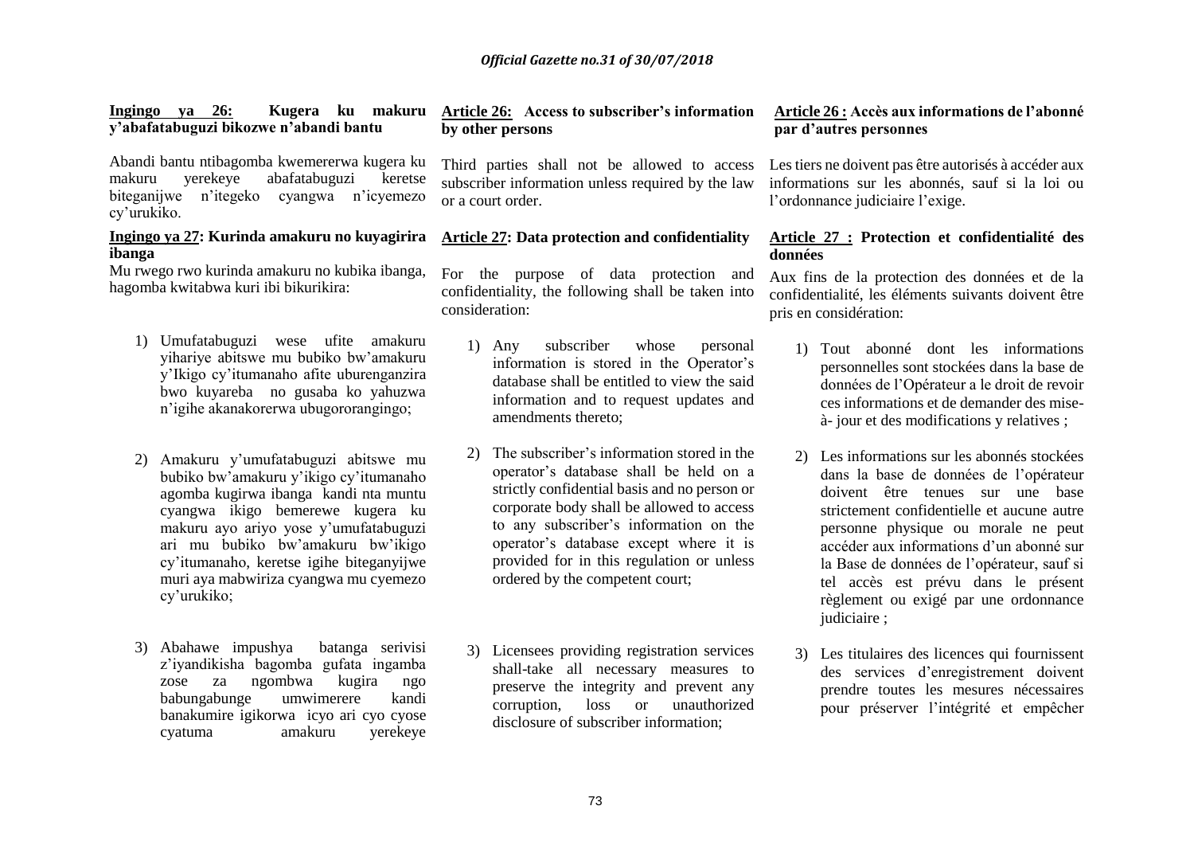**Ingingo ya 26: Kugera ku makuru y'abafatabuguzi bikozwe n'abandi bantu**

Abandi bantu ntibagomba kwemererwa kugera ku makuru yerekeye abafatabuguzi keretse biteganijwe n'itegeko cyangwa n'icyemezo cy'urukiko.

**Ingingo ya 27: Kurinda amakuru no kuyagirira ibanga**

Mu rwego rwo kurinda amakuru no kubika ibanga, hagomba kwitabwa kuri ibi bikurikira:

1) Umufatabuguzi wese ufite amakuru yihariye abitswe mu bubiko bw'amakuru y'Ikigo cy'itumanaho afite uburenganzira bwo kuyareba no gusaba ko yahuzwa n'igihe akanakorerwa ubugororangingo;

2) Amakuru y'umufatabuguzi abitswe mu bubiko bw'amakuru y'ikigo cy'itumanaho agomba kugirwa ibanga kandi nta muntu cyangwa ikigo bemerewe kugera ku makuru ayo ariyo yose y'umufatabuguzi ari mu bubiko bw'amakuru bw'ikigo cy'itumanaho, keretse igihe biteganyijwe muri aya mabwiriza cyangwa mu cyemezo cy'urukiko;

3) Abahawe impushya batanga serivisi z'iyandikisha bagomba gufata ingamba zose za ngombwa kugira ngo babungabunge umwimerere kandi banakumire igikorwa icyo ari cyo cyose cyatuma amakuru yerekeye

**Article 26: Access to subscriber's information by other persons**

Third parties shall not be allowed to access subscriber information unless required by the law or a court order.

**Article 27: Data protection and confidentiality**

For the purpose of data protection and confidentiality, the following shall be taken into consideration:

1) Any subscriber whose personal information is stored in the Operator's database shall be entitled to view the said information and to request updates and amendments thereto;

2) The subscriber's information stored in the operator's database shall be held on a strictly confidential basis and no person or corporate body shall be allowed to access to any subscriber's information on the operator's database except where it is provided for in this regulation or unless ordered by the competent court;

3) Licensees providing registration services shall-take all necessary measures to preserve the integrity and prevent any corruption, loss or unauthorized disclosure of subscriber information;

**Article 26 : Accès aux informations de l'abonné par d'autres personnes**

Les tiers ne doivent pas être autorisés à accéder aux informations sur les abonnés, sauf si la loi ou l'ordonnance judiciaire l'exige.

**Article 27 : Protection et confidentialité des données**

Aux fins de la protection des données et de la confidentialité, les éléments suivants doivent être pris en considération:

1) Tout abonné dont les informations personnelles sont stockées dans la base de données de l'Opérateur a le droit de revoir ces informations et de demander des mise-à- jour et des modifications y relatives ;

2) Les informations sur les abonnés stockées dans la base de données de l'opérateur doivent être tenues sur une base strictement confidentielle et aucune autre personne physique ou morale ne peut accéder aux informations d'un abonné sur la Base de données de l'opérateur, sauf si tel accès est prévu dans le présent règlement ou exigé par une ordonnance judiciaire ;

3) Les titulaires des licences qui fournissent des services d'enregistrement doivent prendre toutes les mesures nécessaires pour préserver l'intégrité et empêcher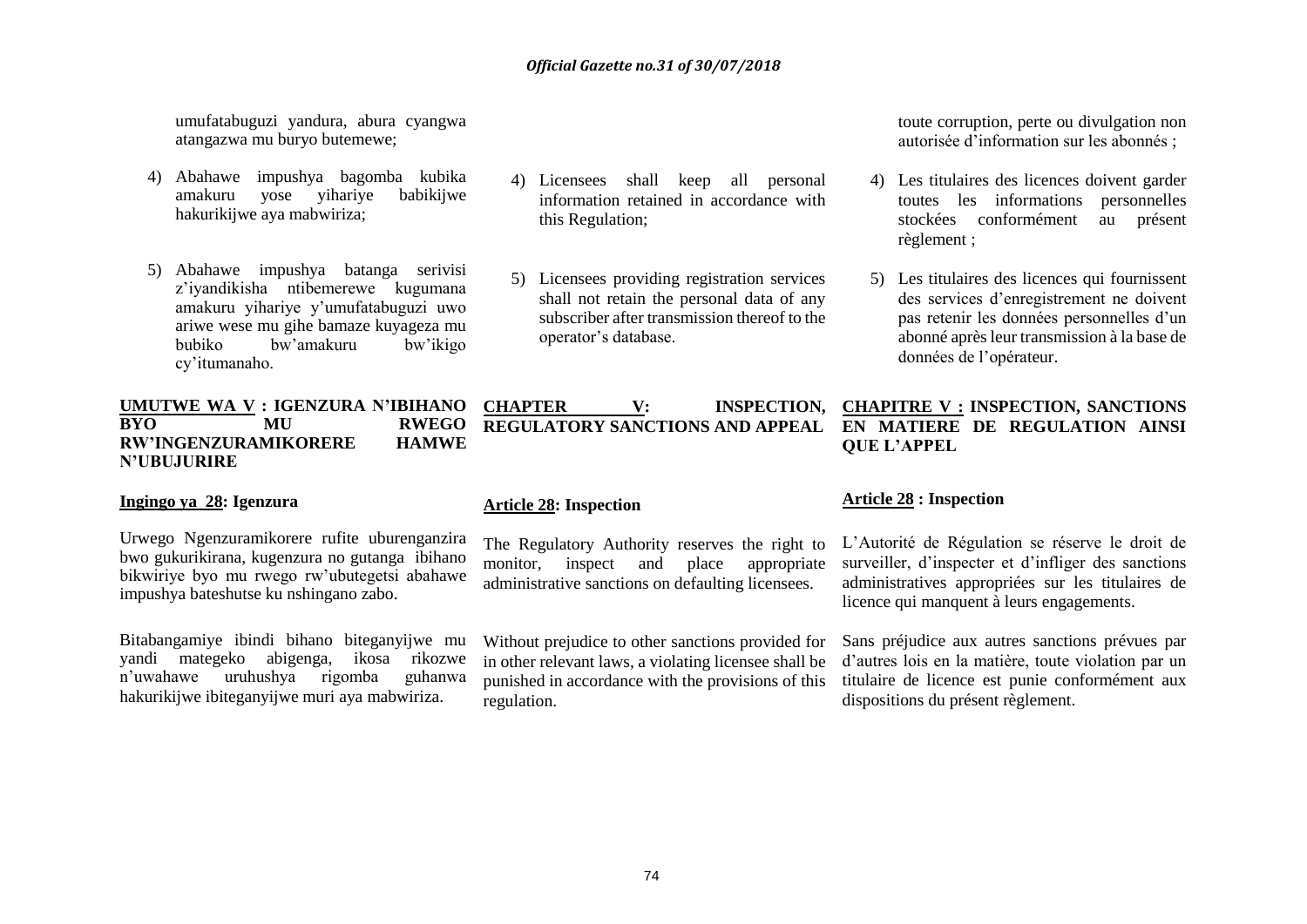umufatabuguzi yandura, abura cyangwa atangazwa mu buryo butemewe;

4) Abahawe impushya bagomba kubika amakuru yose yihariye babikijwe hakurikijwe aya mabwiriza;

5) Abahawe impushya batanga serivisi z'iyandikisha ntibemerewe kugumana amakuru yihariye y'umufatabuguzi uwo ariwe wese mu gihe bamaze kuyageza mu bubiko bw'amakuru bw'ikigo cy'itumanaho.

## UMUTWE WA V : IGENZURA N'IBIHANO BYO MU RWEGO RW'INGENZURAMIKORERE HAMWE N'UBUJURIRE

### Ingingo ya 28: Igenzura

Urwego Ngenzuramikorere rufite uburenganzira bwo gukurikirana, kugenzura no gutanga ibihano bikwiriye byo mu rwego rw'ubutegetsi abahawe impushya bateshutse ku nshingano zabo.

Bitabangamiye ibindi bihano biteganyijwe mu yandi mategeko abigenga, ikosa rikozwe n'uwahawe uruhushya rigomba guhanwa hakurikijwe ibiteganyijwe muri aya mabwiriza.

4) Licensees shall keep all personal information retained in accordance with this Regulation;

5) Licensees providing registration services shall not retain the personal data of any subscriber after transmission thereof to the operator's database.

## CHAPTER V: INSPECTION, REGULATORY SANCTIONS AND APPEAL

### Article 28: Inspection

The Regulatory Authority reserves the right to monitor, inspect and place appropriate administrative sanctions on defaulting licensees.

Without prejudice to other sanctions provided for in other relevant laws, a violating licensee shall be punished in accordance with the provisions of this regulation.

toute corruption, perte ou divulgation non autorisée d'information sur les abonnés ;

4) Les titulaires des licences doivent garder toutes les informations personnelles stockées conformément au présent règlement ;

5) Les titulaires des licences qui fournissent des services d'enregistrement ne doivent pas retenir les données personnelles d'un abonné après leur transmission à la base de données de l'opérateur.

## CHAPITRE V : INSPECTION, SANCTIONS EN MATIERE DE REGULATION AINSI QUE L'APPEL

### Article 28 : Inspection

L'Autorité de Régulation se réserve le droit de surveiller, d'inspecter et d'infliger des sanctions administratives appropriées sur les titulaires de licence qui manquent à leurs engagements.

Sans préjudice aux autres sanctions prévues par d'autres lois en la matière, toute violation par un titulaire de licence est punie conformément aux dispositions du présent règlement.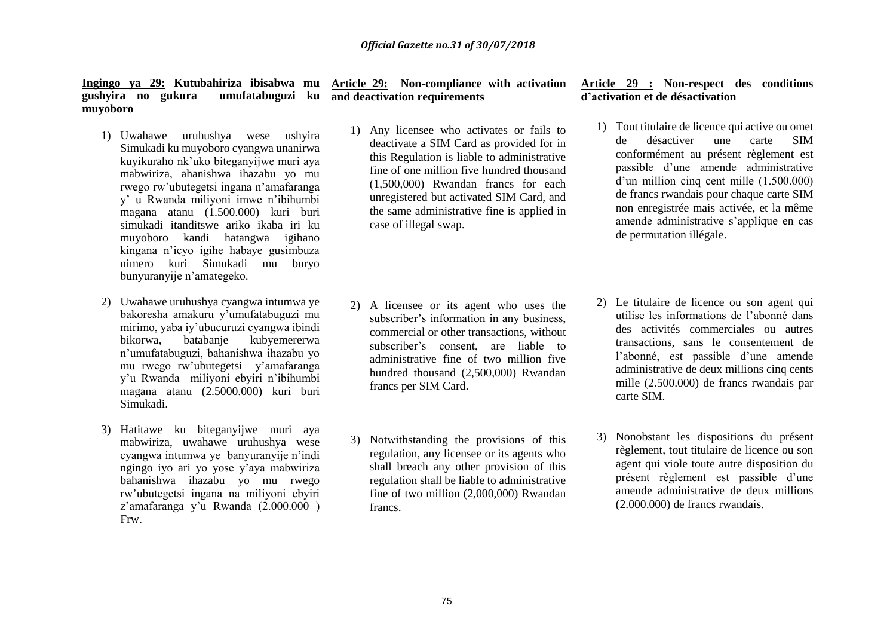**Ingingo ya 29: Kutubahiriza ibisabwa mu gushyira no gukura umufatabuguzi ku muyoboro**

1) Uwahawe uruhushya wese ushyira Simukadi ku muyoboro cyangwa unanirwa kuyikuraho nk'uko biteganyijwe muri aya mabwiriza, ahanishwa ihazabu yo mu rwego rw'ubutegetsi ingana n'amafaranga y' u Rwanda miliyoni imwe n'ibihumbi magana atanu (1.500.000) kuri buri simukadi itanditswe ariko ikaba iri ku muyoboro kandi hatangwa igihano kingana n'icyo igihe habaye gusimbuza nimero kuri Simukadi mu buryo bunyuranyije n'amategeko.

2) Uwahawe uruhushya cyangwa intumwa ye bakoresha amakuru y'umufatabuguzi mu mirimo, yaba iy'ubucuruzi cyangwa ibindi bikorwa, batabanje kubyemererwa n'umufatabuguzi, bahanishwa ihazabu yo mu rwego rw'ubutegetsi y'amafaranga y'u Rwanda miliyoni ebyiri n'ibihumbi magana atanu (2.5000.000) kuri buri Simukadi.

3) Hatitawe ku biteganyijwe muri aya mabwiriza, uwahawe uruhushya wese cyangwa intumwa ye banyuranyije n'indi ngingo iyo ari yo yose y'aya mabwiriza bahanishwa ihazabu yo mu rwego rw'ubutegetsi ingana na miliyoni ebyiri z'amafaranga y'u Rwanda (2.000.000 ) Frw.

**Article 29: Non-compliance with activation and deactivation requirements**

1) Any licensee who activates or fails to deactivate a SIM Card as provided for in this Regulation is liable to administrative fine of one million five hundred thousand (1,500,000) Rwandan francs for each unregistered but activated SIM Card, and the same administrative fine is applied in case of illegal swap.

2) A licensee or its agent who uses the subscriber's information in any business, commercial or other transactions, without subscriber's consent, are liable to administrative fine of two million five hundred thousand (2,500,000) Rwandan francs per SIM Card.

3) Notwithstanding the provisions of this regulation, any licensee or its agents who shall breach any other provision of this regulation shall be liable to administrative fine of two million (2,000,000) Rwandan francs.

**Article 29 : Non-respect des conditions d'activation et de désactivation**

1) Tout titulaire de licence qui active ou omet de désactiver une carte SIM conformément au présent règlement est passible d'une amende administrative d'un million cinq cent mille (1.500.000) de francs rwandais pour chaque carte SIM non enregistrée mais activée, et la même amende administrative s'applique en cas de permutation illégale.

2) Le titulaire de licence ou son agent qui utilise les informations de l'abonné dans des activités commerciales ou autres transactions, sans le consentement de l'abonné, est passible d'une amende administrative de deux millions cinq cents mille (2.500.000) de francs rwandais par carte SIM.

3) Nonobstant les dispositions du présent règlement, tout titulaire de licence ou son agent qui viole toute autre disposition du présent règlement est passible d'une amende administrative de deux millions (2.000.000) de francs rwandais.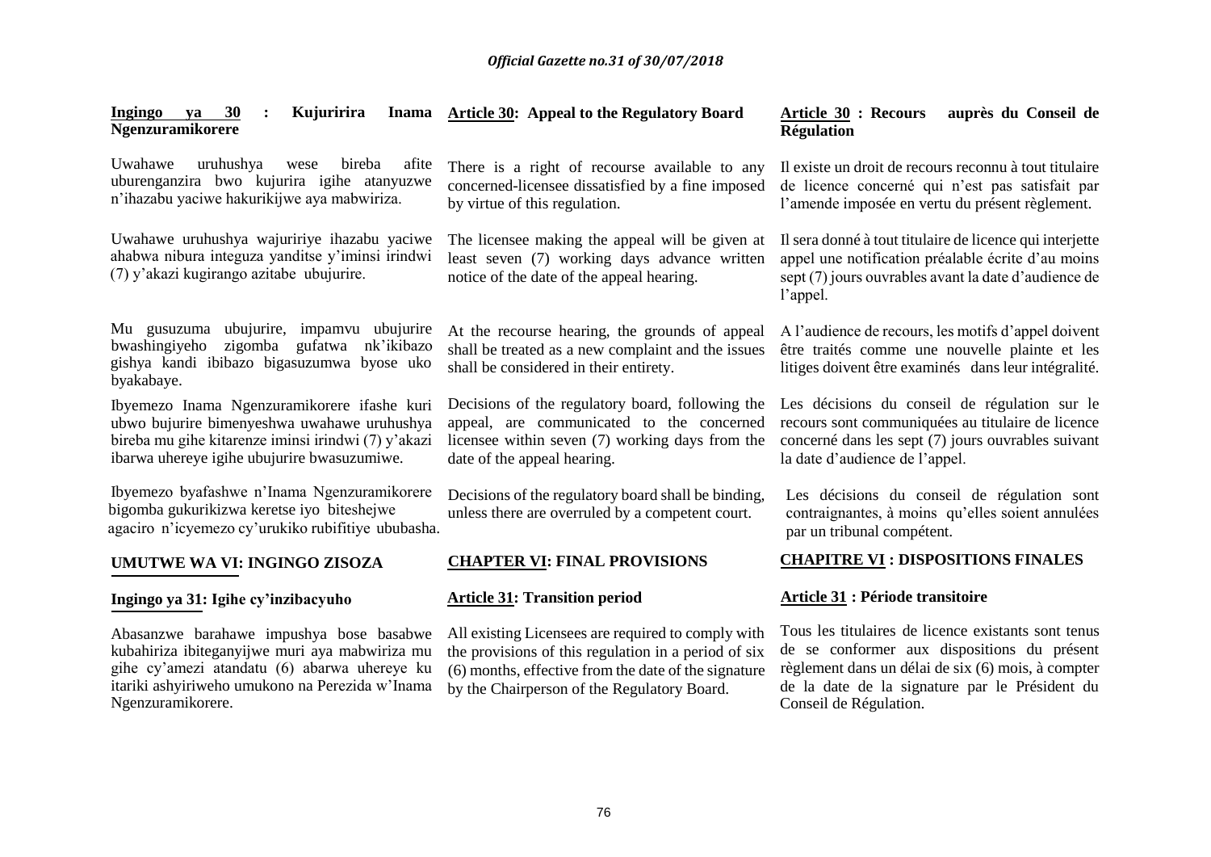**Ingingo ya 30 : Kujuririra Inama Ngenzuramikorere**

Uwahawe uruhushya wese bireba afite uburenganzira bwo kujurira igihe atanyuzwe n'ihazabu yaciwe hakurikijwe aya mabwiriza.

Uwahawe uruhushya wajuririye ihazabu yaciwe ahabwa nibura integuza yanditse y'iminsi irindwi (7) y'akazi kugirango azitabe ubujurire.

Mu gusuzuma ubujurire, impamvu ubujurire bwashingiyeho zigomba gufatwa nk'ikibazo gishya kandi ibibazo bigasuzumwa byose uko byakabaye.

Ibyemezo Inama Ngenzuramikorere ifashe kuri ubwo bujurire bimenyeshwa uwahawe uruhushya bireba mu gihe kitarenze iminsi irindwi (7) y'akazi ibarwa uhereye igihe ubujurire bwasuzumiwe.

Ibyemezo byafashwe n'Inama Ngenzuramikorere bigomba gukurikizwa keretse iyo biteshejwe agaciro n'icyemezo cy'urukiko rubifitiye ububasha.

## UMUTWE WA VI: INGINGO ZISOZA

**Ingingo ya 31: Igihe cy'inzibacyuho**

Abasanzwe barahawe impushya bose basabwe kubahiriza ibiteganyijwe muri aya mabwiriza mu gihe cy'amezi atandatu (6) abarwa uhereye ku itariki ashyiriweho umukono na Perezida w'Inama Ngenzuramikorere.

**Article 30: Appeal to the Regulatory Board**

There is a right of recourse available to any concerned-licensee dissatisfied by a fine imposed by virtue of this regulation.

The licensee making the appeal will be given at least seven (7) working days advance written notice of the date of the appeal hearing.

At the recourse hearing, the grounds of appeal shall be treated as a new complaint and the issues shall be considered in their entirety.

Decisions of the regulatory board, following the appeal, are communicated to the concerned licensee within seven (7) working days from the date of the appeal hearing.

Decisions of the regulatory board shall be binding, unless there are overruled by a competent court.

## CHAPTER VI: FINAL PROVISIONS

**Article 31: Transition period**

All existing Licensees are required to comply with the provisions of this regulation in a period of six (6) months, effective from the date of the signature by the Chairperson of the Regulatory Board.

**Article 30 : Recours auprès du Conseil de Régulation**

Il existe un droit de recours reconnu à tout titulaire de licence concerné qui n'est pas satisfait par l'amende imposée en vertu du présent règlement.

Il sera donné à tout titulaire de licence qui interjette appel une notification préalable écrite d'au moins sept (7) jours ouvrables avant la date d'audience de l'appel.

A l'audience de recours, les motifs d'appel doivent être traités comme une nouvelle plainte et les litiges doivent être examinés dans leur intégralité.

Les décisions du conseil de régulation sur le recours sont communiquées au titulaire de licence concerné dans les sept (7) jours ouvrables suivant la date d'audience de l'appel.

Les décisions du conseil de régulation sont contraignantes, à moins qu'elles soient annulées par un tribunal compétent.

## CHAPITRE VI : DISPOSITIONS FINALES

**Article 31 : Période transitoire**

Tous les titulaires de licence existants sont tenus de se conformer aux dispositions du présent règlement dans un délai de six (6) mois, à compter de la date de la signature par le Président du Conseil de Régulation.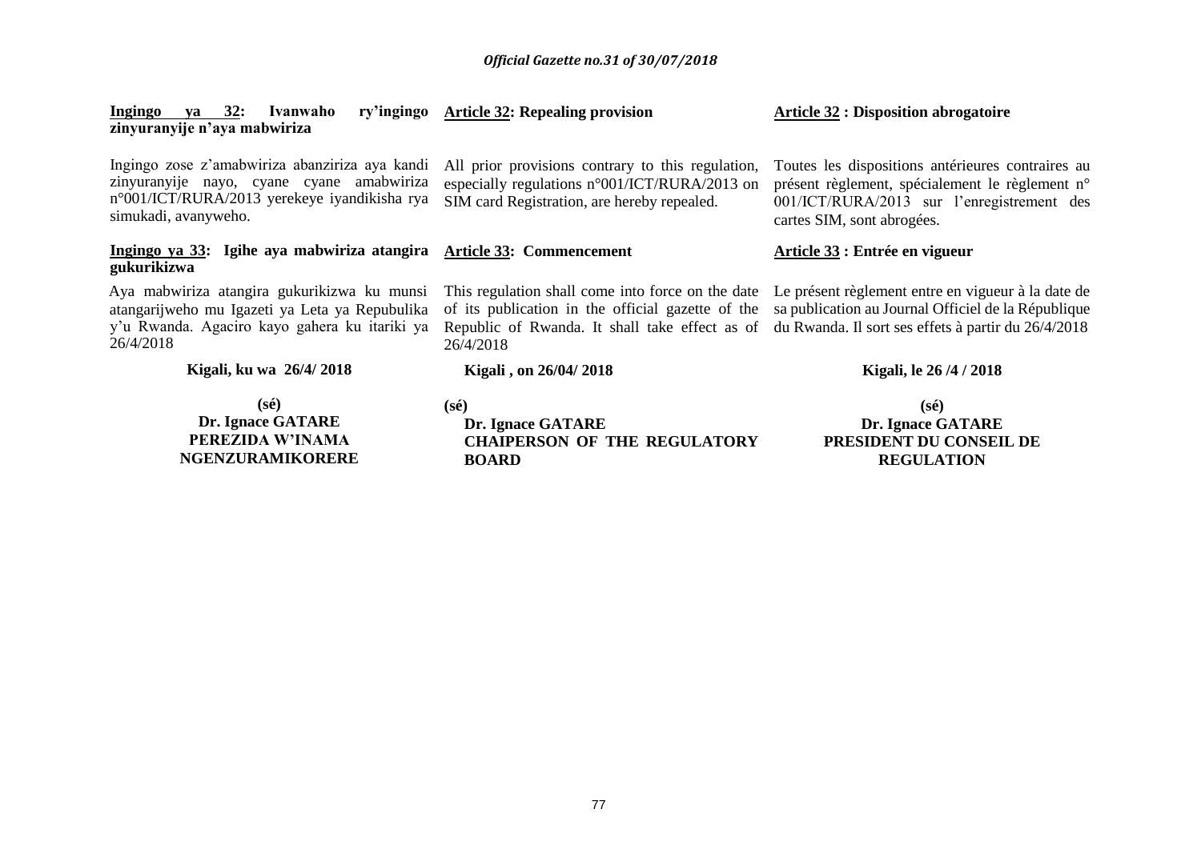**Ingingo ya 32: Ivanwaho ry'ingingo zinyuranyije n'aya mabwiriza**

Ingingo zose z'amabwiriza abanziriza aya kandi zinyuranyije nayo, cyane cyane amabwiriza n°001/ICT/RURA/2013 yerekeye iyandikisha rya simukadi, avanyweho.

**Ingingo ya 33: Igihe aya mabwiriza atangira gukurikizwa**

Aya mabwiriza atangira gukurikizwa ku munsi atangarijweho mu Igazeti ya Leta ya Repubulika y'u Rwanda. Agaciro kayo gahera ku itariki ya 26/4/2018

**Kigali, ku wa 26/4/ 2018**

**(sé)**
**Dr. Ignace GATARE**
**PEREZIDA W'INAMA NGENZURAMIKORERE**

**Article 32: Repealing provision**

All prior provisions contrary to this regulation, especially regulations n°001/ICT/RURA/2013 on SIM card Registration, are hereby repealed.

**Article 33: Commencement**

This regulation shall come into force on the date of its publication in the official gazette of the Republic of Rwanda. It shall take effect as of 26/4/2018

**Kigali , on 26/04/ 2018**

**(sé)**
**Dr. Ignace GATARE**
**CHAIPERSON OF THE REGULATORY BOARD**

**Article 32 : Disposition abrogatoire**

Toutes les dispositions antérieures contraires au présent règlement, spécialement le règlement n° 001/ICT/RURA/2013 sur l'enregistrement des cartes SIM, sont abrogées.

**Article 33 : Entrée en vigueur**

Le présent règlement entre en vigueur à la date de sa publication au Journal Officiel de la République du Rwanda. Il sort ses effets à partir du 26/4/2018

**Kigali, le 26 /4 / 2018**

**(sé)**
**Dr. Ignace GATARE**
**PRESIDENT DU CONSEIL DE REGULATION**